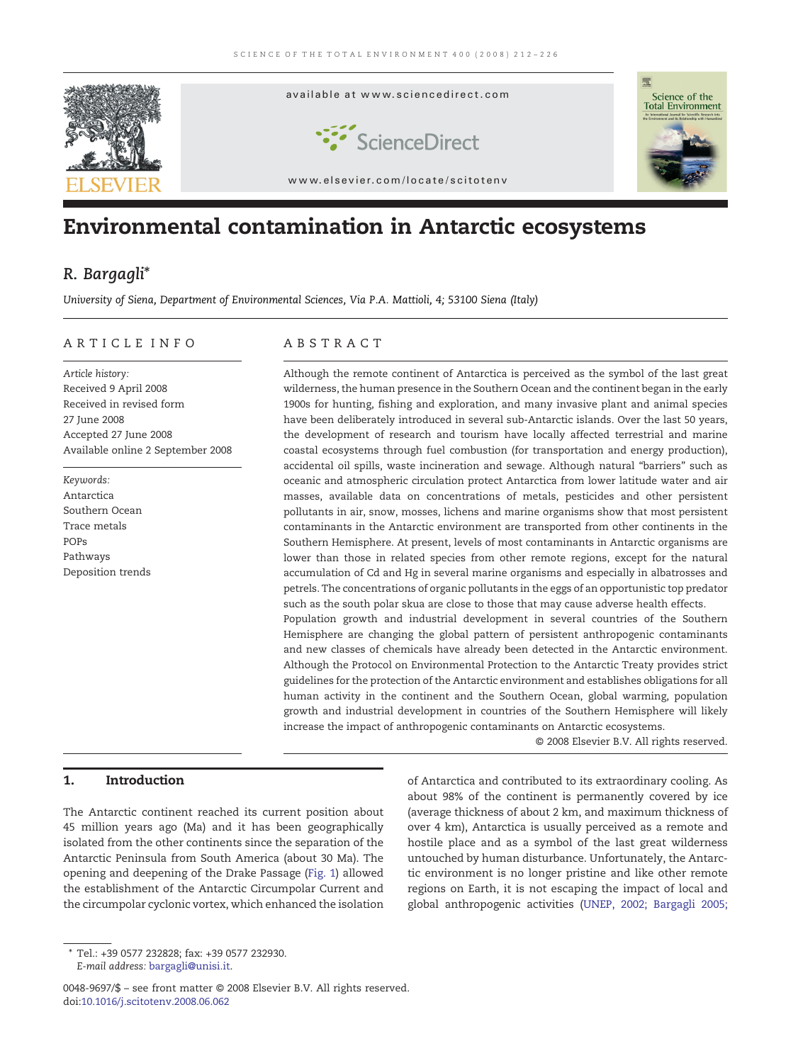# Environmental contamination in Antarctic ecosystems

**R. Bargagli***

*University of Siena, Department of Environmental Sciences, Via P.A. Mattioli, 4; 53100 Siena (Italy)*

## ARTICLE INFO

*Article history:*
Received 9 April 2008
Received in revised form 27 June 2008
Accepted 27 June 2008
Available online 2 September 2008

*Keywords:*
Antarctica
Southern Ocean
Trace metals
POPs
Pathways
Deposition trends

## ABSTRACT

Although the remote continent of Antarctica is perceived as the symbol of the last great wilderness, the human presence in the Southern Ocean and the continent began in the early 1900s for hunting, fishing and exploration, and many invasive plant and animal species have been deliberately introduced in several sub-Antarctic islands. Over the last 50 years, the development of research and tourism have locally affected terrestrial and marine coastal ecosystems through fuel combustion (for transportation and energy production), accidental oil spills, waste incineration and sewage. Although natural "barriers" such as oceanic and atmospheric circulation protect Antarctica from lower latitude water and air masses, available data on concentrations of metals, pesticides and other persistent pollutants in air, snow, mosses, lichens and marine organisms show that most persistent contaminants in the Antarctic environment are transported from other continents in the Southern Hemisphere. At present, levels of most contaminants in Antarctic organisms are lower than those in related species from other remote regions, except for the natural accumulation of Cd and Hg in several marine organisms and especially in albatrosses and petrels. The concentrations of organic pollutants in the eggs of an opportunistic top predator such as the south polar skua are close to those that may cause adverse health effects. Population growth and industrial development in several countries of the Southern Hemisphere are changing the global pattern of persistent anthropogenic contaminants and new classes of chemicals have already been detected in the Antarctic environment. Although the Protocol on Environmental Protection to the Antarctic Treaty provides strict guidelines for the protection of the Antarctic environment and establishes obligations for all human activity in the continent and the Southern Ocean, global warming, population growth and industrial development in countries of the Southern Hemisphere will likely increase the impact of anthropogenic contaminants on Antarctic ecosystems.

© 2008 Elsevier B.V. All rights reserved.

## 1. Introduction

The Antarctic continent reached its current position about 45 million years ago (Ma) and it has been geographically isolated from the other continents since the separation of the Antarctic Peninsula from South America (about 30 Ma). The opening and deepening of the Drake Passage (Fig. 1) allowed the establishment of the Antarctic Circumpolar Current and the circumpolar cyclonic vortex, which enhanced the isolation of Antarctica and contributed to its extraordinary cooling. As about 98% of the continent is permanently covered by ice (average thickness of about 2 km, and maximum thickness of over 4 km), Antarctica is usually perceived as a remote and hostile place and as a symbol of the last great wilderness untouched by human disturbance. Unfortunately, the Antarctic environment is no longer pristine and like other remote regions on Earth, it is not escaping the impact of local and global anthropogenic activities (UNEP, 2002; Bargagli 2005;

---

* Tel.: +39 0577 232828; fax: +39 0577 232930.
*E-mail address:* bargagli@unisi.it.

0048-9697/$ – see front matter © 2008 Elsevier B.V. All rights reserved.
doi:10.1016/j.scitotenv.2008.06.062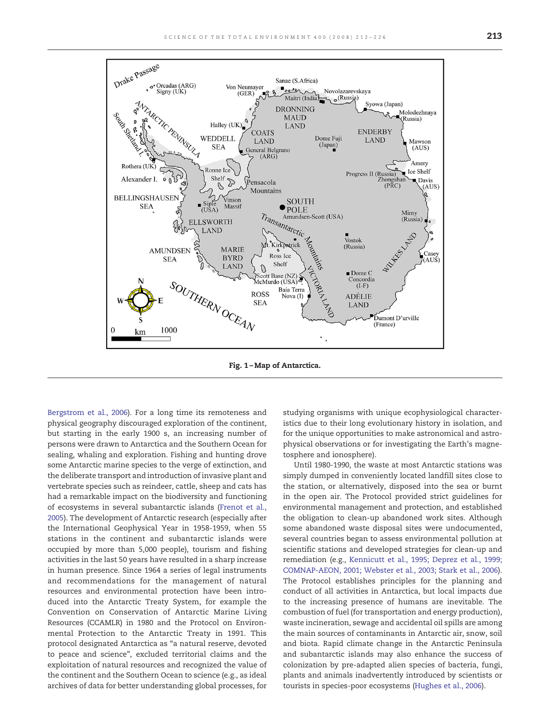Fig. 1 – Map of Antarctica.

Bergstrom et al., 2006). For a long time its remoteness and physical geography discouraged exploration of the continent, but starting in the early 1900 s, an increasing number of persons were drawn to Antarctica and the Southern Ocean for sealing, whaling and exploration. Fishing and hunting drove some Antarctic marine species to the verge of extinction, and the deliberate transport and introduction of invasive plant and vertebrate species such as reindeer, cattle, sheep and cats has had a remarkable impact on the biodiversity and functioning of ecosystems in several subantarctic islands (Frenot et al., 2005). The development of Antarctic research (especially after the International Geophysical Year in 1958-1959, when 55 stations in the continent and subantarctic islands were occupied by more than 5,000 people), tourism and fishing activities in the last 50 years have resulted in a sharp increase in human presence. Since 1964 a series of legal instruments and recommendations for the management of natural resources and environmental protection have been introduced into the Antarctic Treaty System, for example the Convention on Conservation of Antarctic Marine Living Resources (CCAMLR) in 1980 and the Protocol on Environmental Protection to the Antarctic Treaty in 1991. This protocol designated Antarctica as "a natural reserve, devoted to peace and science", excluded territorial claims and the exploitation of natural resources and recognized the value of the continent and the Southern Ocean to science (e.g., as ideal archives of data for better understanding global processes, for studying organisms with unique ecophysiological characteristics due to their long evolutionary history in isolation, and for the unique opportunities to make astronomical and astrophysical observations or for investigating the Earth's magnetosphere and ionosphere).

Until 1980-1990, the waste at most Antarctic stations was simply dumped in conveniently located landfill sites close to the station, or alternatively, disposed into the sea or burnt in the open air. The Protocol provided strict guidelines for environmental management and protection, and established the obligation to clean-up abandoned work sites. Although some abandoned waste disposal sites were undocumented, several countries began to assess environmental pollution at scientific stations and developed strategies for clean-up and remediation (e.g., Kennicutt et al., 1995; Deprez et al., 1999; COMNAP-AEON, 2001; Webster et al., 2003; Stark et al., 2006). The Protocol establishes principles for the planning and conduct of all activities in Antarctica, but local impacts due to the increasing presence of humans are inevitable. The combustion of fuel (for transportation and energy production), waste incineration, sewage and accidental oil spills are among the main sources of contaminants in Antarctic air, snow, soil and biota. Rapid climate change in the Antarctic Peninsula and subantarctic islands may also enhance the success of colonization by pre-adapted alien species of bacteria, fungi, plants and animals inadvertently introduced by scientists or tourists in species-poor ecosystems (Hughes et al., 2006).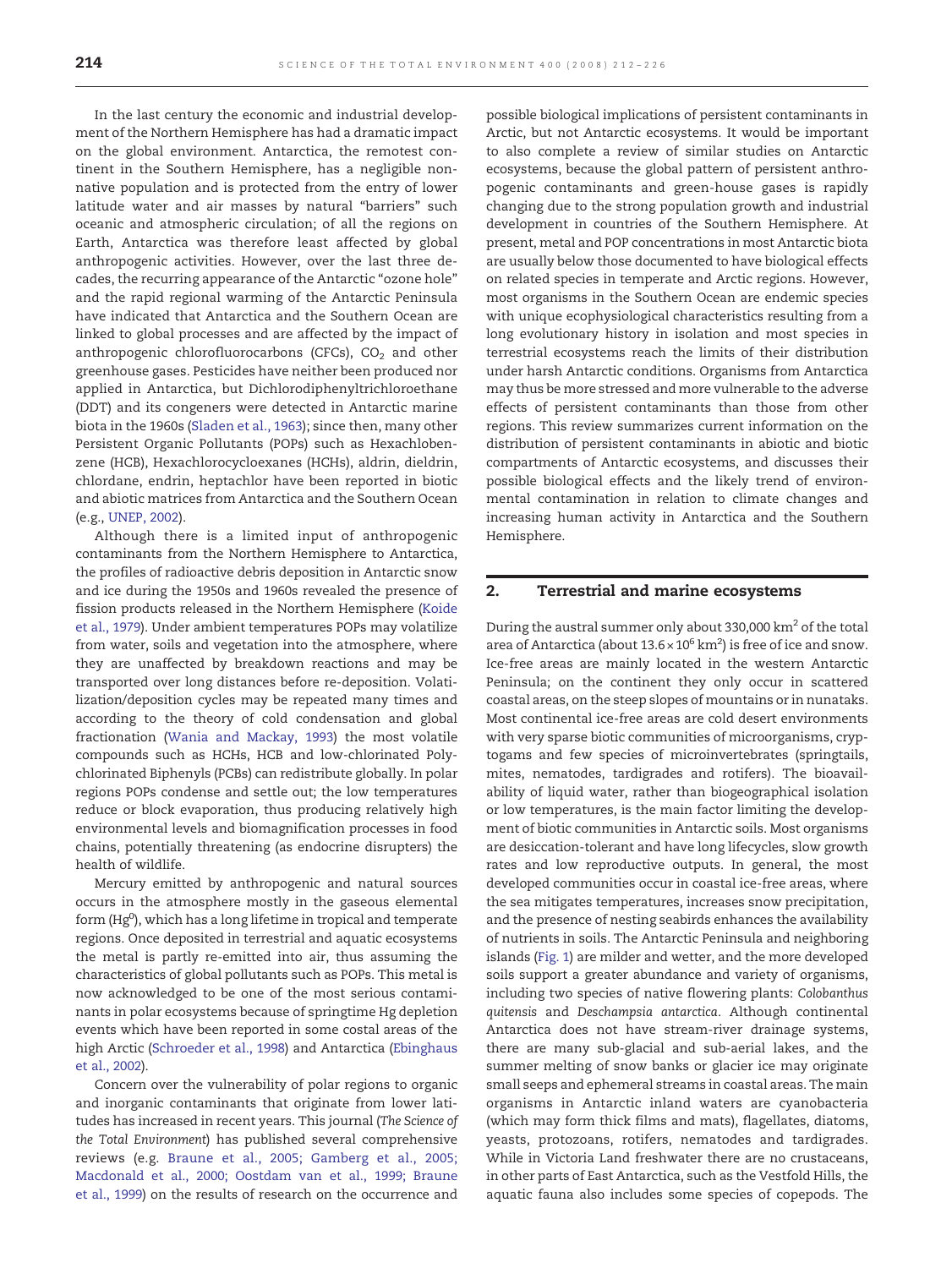In the last century the economic and industrial development of the Northern Hemisphere has had a dramatic impact on the global environment. Antarctica, the remotest continent in the Southern Hemisphere, has a negligible non-native population and is protected from the entry of lower latitude water and air masses by natural "barriers" such oceanic and atmospheric circulation; of all the regions on Earth, Antarctica was therefore least affected by global anthropogenic activities. However, over the last three decades, the recurring appearance of the Antarctic "ozone hole" and the rapid regional warming of the Antarctic Peninsula have indicated that Antarctica and the Southern Ocean are linked to global processes and are affected by the impact of anthropogenic chlorofluorocarbons (CFCs), $CO_2$ and other greenhouse gases. Pesticides have neither been produced nor applied in Antarctica, but Dichlorodiphenyltrichloroethane (DDT) and its congeners were detected in Antarctic marine biota in the 1960s (Sladen et al., 1963); since then, many other Persistent Organic Pollutants (POPs) such as Hexachlobenzene (HCB), Hexachlorocycloexanes (HCHs), aldrin, dieldrin, chlordane, endrin, heptachlor have been reported in biotic and abiotic matrices from Antarctica and the Southern Ocean (e.g., UNEP, 2002).

Although there is a limited input of anthropogenic contaminants from the Northern Hemisphere to Antarctica, the profiles of radioactive debris deposition in Antarctic snow and ice during the 1950s and 1960s revealed the presence of fission products released in the Northern Hemisphere (Koide et al., 1979). Under ambient temperatures POPs may volatilize from water, soils and vegetation into the atmosphere, where they are unaffected by breakdown reactions and may be transported over long distances before re-deposition. Volatilization/deposition cycles may be repeated many times and according to the theory of cold condensation and global fractionation (Wania and Mackay, 1993) the most volatile compounds such as HCHs, HCB and low-chlorinated Polychlorinated Biphenyls (PCBs) can redistribute globally. In polar regions POPs condense and settle out; the low temperatures reduce or block evaporation, thus producing relatively high environmental levels and biomagnification processes in food chains, potentially threatening (as endocrine disrupters) the health of wildlife.

Mercury emitted by anthropogenic and natural sources occurs in the atmosphere mostly in the gaseous elemental form ($Hg^0$), which has a long lifetime in tropical and temperate regions. Once deposited in terrestrial and aquatic ecosystems the metal is partly re-emitted into air, thus assuming the characteristics of global pollutants such as POPs. This metal is now acknowledged to be one of the most serious contaminants in polar ecosystems because of springtime Hg depletion events which have been reported in some costal areas of the high Arctic (Schroeder et al., 1998) and Antarctica (Ebinghaus et al., 2002).

Concern over the vulnerability of polar regions to organic and inorganic contaminants that originate from lower latitudes has increased in recent years. This journal (*The Science of the Total Environment*) has published several comprehensive reviews (e.g. Braune et al., 2005; Gamberg et al., 2005; Macdonald et al., 2000; Oostdam van et al., 1999; Braune et al., 1999) on the results of research on the occurrence and possible biological implications of persistent contaminants in Arctic, but not Antarctic ecosystems. It would be important to also complete a review of similar studies on Antarctic ecosystems, because the global pattern of persistent anthropogenic contaminants and green-house gases is rapidly changing due to the strong population growth and industrial development in countries of the Southern Hemisphere. At present, metal and POP concentrations in most Antarctic biota are usually below those documented to have biological effects on related species in temperate and Arctic regions. However, most organisms in the Southern Ocean are endemic species with unique ecophysiological characteristics resulting from a long evolutionary history in isolation and most species in terrestrial ecosystems reach the limits of their distribution under harsh Antarctic conditions. Organisms from Antarctica may thus be more stressed and more vulnerable to the adverse effects of persistent contaminants than those from other regions. This review summarizes current information on the distribution of persistent contaminants in abiotic and biotic compartments of Antarctic ecosystems, and discusses their possible biological effects and the likely trend of environmental contamination in relation to climate changes and increasing human activity in Antarctica and the Southern Hemisphere.

## 2. Terrestrial and marine ecosystems

During the austral summer only about 330,000 $km^2$ of the total area of Antarctica (about $13.6 \times 10^6$ $km^2$) is free of ice and snow. Ice-free areas are mainly located in the western Antarctic Peninsula; on the continent they only occur in scattered coastal areas, on the steep slopes of mountains or in nunataks. Most continental ice-free areas are cold desert environments with very sparse biotic communities of microorganisms, cryptogams and few species of microinvertebrates (springtails, mites, nematodes, tardigrades and rotifers). The bioavailability of liquid water, rather than biogeographical isolation or low temperatures, is the main factor limiting the development of biotic communities in Antarctic soils. Most organisms are desiccation-tolerant and have long lifecycles, slow growth rates and low reproductive outputs. In general, the most developed communities occur in coastal ice-free areas, where the sea mitigates temperatures, increases snow precipitation, and the presence of nesting seabirds enhances the availability of nutrients in soils. The Antarctic Peninsula and neighboring islands (Fig. 1) are milder and wetter, and the more developed soils support a greater abundance and variety of organisms, including two species of native flowering plants: *Colobanthus quitensis* and *Deschampsia antarctica*. Although continental Antarctica does not have stream-river drainage systems, there are many sub-glacial and sub-aerial lakes, and the summer melting of snow banks or glacier ice may originate small seeps and ephemeral streams in coastal areas. The main organisms in Antarctic inland waters are cyanobacteria (which may form thick films and mats), flagellates, diatoms, yeasts, protozoans, rotifers, nematodes and tardigrades. While in Victoria Land freshwater there are no crustaceans, in other parts of East Antarctica, such as the Vestfold Hills, the aquatic fauna also includes some species of copepods. The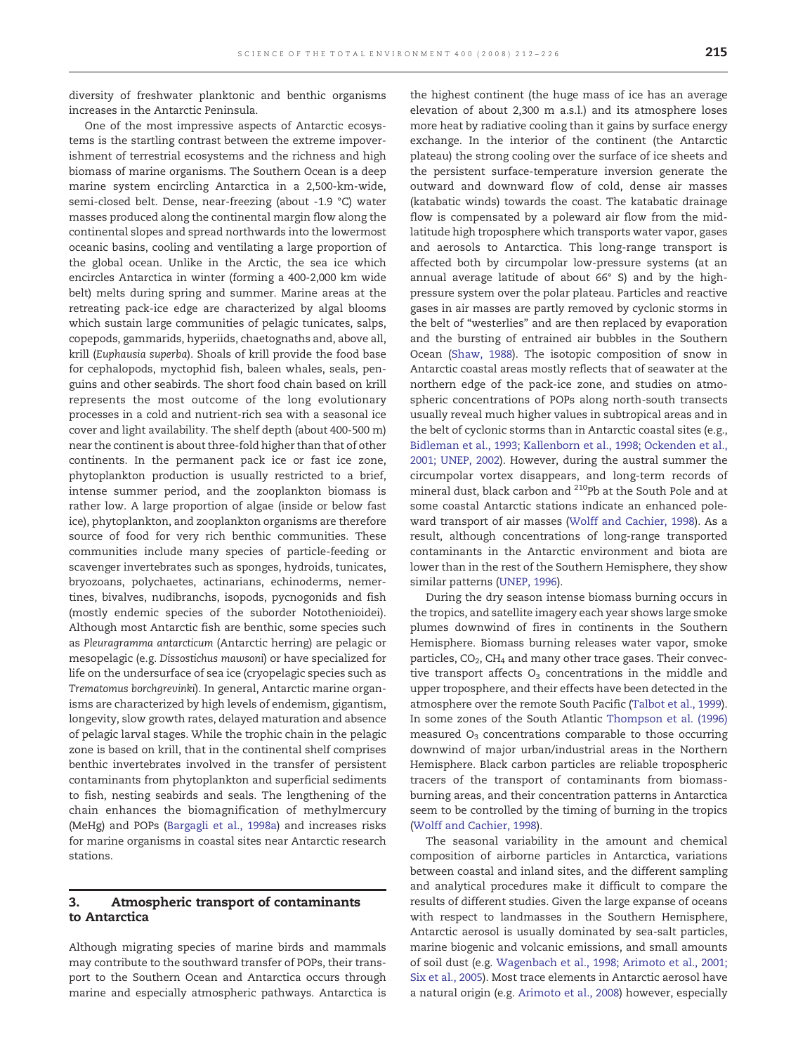diversity of freshwater planktonic and benthic organisms increases in the Antarctic Peninsula.

One of the most impressive aspects of Antarctic ecosystems is the startling contrast between the extreme impoverishment of terrestrial ecosystems and the richness and high biomass of marine organisms. The Southern Ocean is a deep marine system encircling Antarctica in a 2,500-km-wide, semi-closed belt. Dense, near-freezing (about -1.9 °C) water masses produced along the continental margin flow along the continental slopes and spread northwards into the lowermost oceanic basins, cooling and ventilating a large proportion of the global ocean. Unlike in the Arctic, the sea ice which encircles Antarctica in winter (forming a 400-2,000 km wide belt) melts during spring and summer. Marine areas at the retreating pack-ice edge are characterized by algal blooms which sustain large communities of pelagic tunicates, salps, copepods, gammarids, hyperiids, chaetognaths and, above all, krill (*Euphausia superba*). Shoals of krill provide the food base for cephalopods, myctophid fish, baleen whales, seals, penguins and other seabirds. The short food chain based on krill represents the most outcome of the long evolutionary processes in a cold and nutrient-rich sea with a seasonal ice cover and light availability. The shelf depth (about 400-500 m) near the continent is about three-fold higher than that of other continents. In the permanent pack ice or fast ice zone, phytoplankton production is usually restricted to a brief, intense summer period, and the zooplankton biomass is rather low. A large proportion of algae (inside or below fast ice), phytoplankton, and zooplankton organisms are therefore source of food for very rich benthic communities. These communities include many species of particle-feeding or scavenger invertebrates such as sponges, hydroids, tunicates, bryozoans, polychaetes, actinarians, echinoderms, nemertines, bivalves, nudibranchs, isopods, pycnogonids and fish (mostly endemic species of the suborder Notothenioidei). Although most Antarctic fish are benthic, some species such as *Pleuragramma antarcticum* (Antarctic herring) are pelagic or mesopelagic (e.g. *Dissostichus mawsoni*) or have specialized for life on the undersurface of sea ice (cryopelagic species such as *Trematomus borchgrevinki*). In general, Antarctic marine organisms are characterized by high levels of endemism, gigantism, longevity, slow growth rates, delayed maturation and absence of pelagic larval stages. While the trophic chain in the pelagic zone is based on krill, that in the continental shelf comprises benthic invertebrates involved in the transfer of persistent contaminants from phytoplankton and superficial sediments to fish, nesting seabirds and seals. The lengthening of the chain enhances the biomagnification of methylmercury (MeHg) and POPs (Bargagli et al., 1998a) and increases risks for marine organisms in coastal sites near Antarctic research stations.

## 3. Atmospheric transport of contaminants to Antarctica

Although migrating species of marine birds and mammals may contribute to the southward transfer of POPs, their transport to the Southern Ocean and Antarctica occurs through marine and especially atmospheric pathways. Antarctica is the highest continent (the huge mass of ice has an average elevation of about 2,300 m a.s.l.) and its atmosphere loses more heat by radiative cooling than it gains by surface energy exchange. In the interior of the continent (the Antarctic plateau) the strong cooling over the surface of ice sheets and the persistent surface-temperature inversion generate the outward and downward flow of cold, dense air masses (katabatic winds) towards the coast. The katabatic drainage flow is compensated by a poleward air flow from the mid-latitude high troposphere which transports water vapor, gases and aerosols to Antarctica. This long-range transport is affected both by circumpolar low-pressure systems (at an annual average latitude of about 66° S) and by the high-pressure system over the polar plateau. Particles and reactive gases in air masses are partly removed by cyclonic storms in the belt of "westerlies" and are then replaced by evaporation and the bursting of entrained air bubbles in the Southern Ocean (Shaw, 1988). The isotopic composition of snow in Antarctic coastal areas mostly reflects that of seawater at the northern edge of the pack-ice zone, and studies on atmospheric concentrations of POPs along north-south transects usually reveal much higher values in subtropical areas and in the belt of cyclonic storms than in Antarctic coastal sites (e.g., Bidleman et al., 1993; Kallenborn et al., 1998; Ockenden et al., 2001; UNEP, 2002). However, during the austral summer the circumpolar vortex disappears, and long-term records of mineral dust, black carbon and $^{210}$Pb at the South Pole and at some coastal Antarctic stations indicate an enhanced poleward transport of air masses (Wolff and Cachier, 1998). As a result, although concentrations of long-range transported contaminants in the Antarctic environment and biota are lower than in the rest of the Southern Hemisphere, they show similar patterns (UNEP, 1996).

During the dry season intense biomass burning occurs in the tropics, and satellite imagery each year shows large smoke plumes downwind of fires in continents in the Southern Hemisphere. Biomass burning releases water vapor, smoke particles, $CO_2$, $CH_4$ and many other trace gases. Their convective transport affects $O_3$ concentrations in the middle and upper troposphere, and their effects have been detected in the atmosphere over the remote South Pacific (Talbot et al., 1999). In some zones of the South Atlantic Thompson et al. (1996) measured $O_3$ concentrations comparable to those occurring downwind of major urban/industrial areas in the Northern Hemisphere. Black carbon particles are reliable tropospheric tracers of the transport of contaminants from biomass-burning areas, and their concentration patterns in Antarctica seem to be controlled by the timing of burning in the tropics (Wolff and Cachier, 1998).

The seasonal variability in the amount and chemical composition of airborne particles in Antarctica, variations between coastal and inland sites, and the different sampling and analytical procedures make it difficult to compare the results of different studies. Given the large expanse of oceans with respect to landmasses in the Southern Hemisphere, Antarctic aerosol is usually dominated by sea-salt particles, marine biogenic and volcanic emissions, and small amounts of soil dust (e.g. Wagenbach et al., 1998; Arimoto et al., 2001; Six et al., 2005). Most trace elements in Antarctic aerosol have a natural origin (e.g. Arimoto et al., 2008) however, especially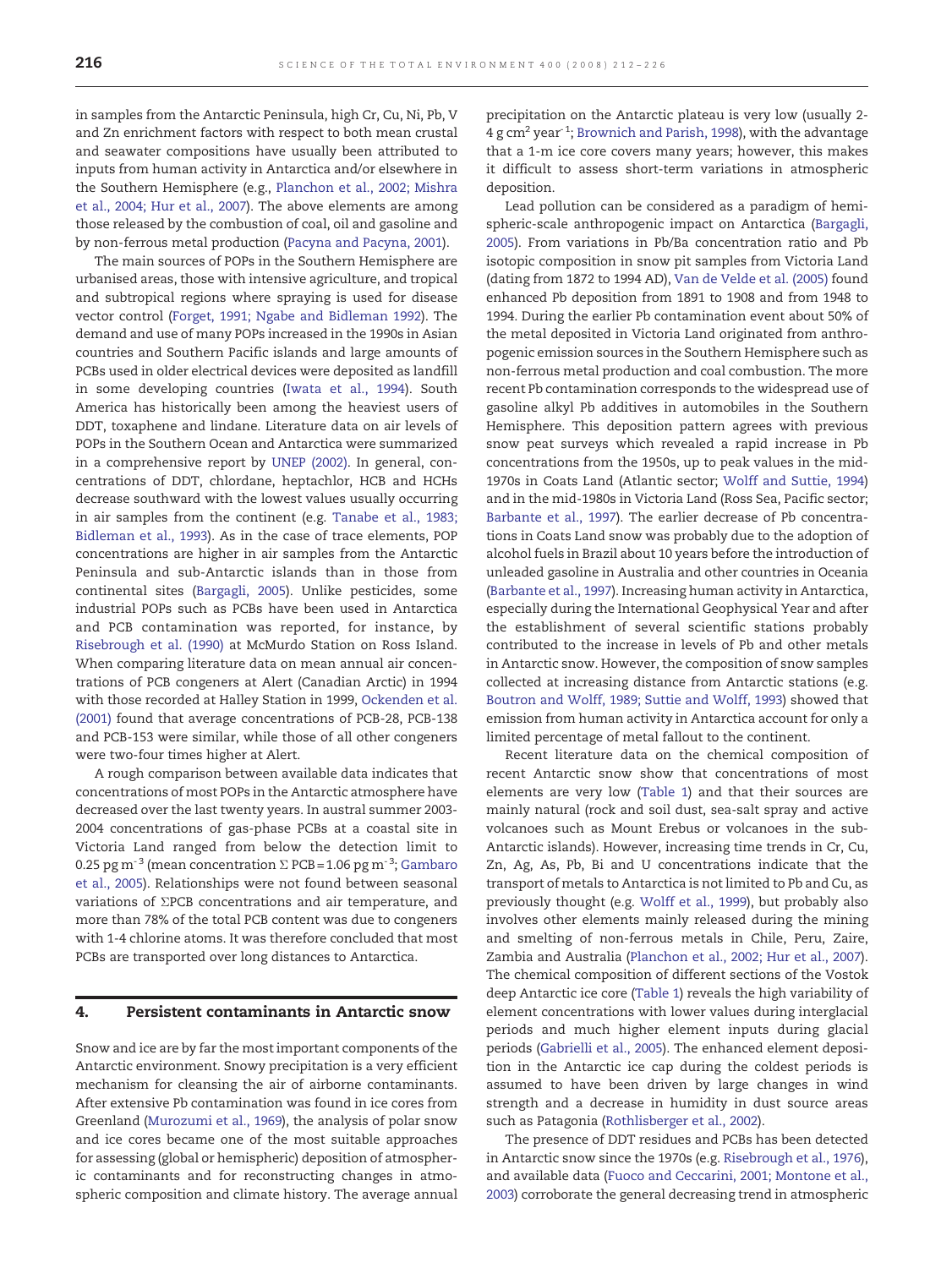in samples from the Antarctic Peninsula, high Cr, Cu, Ni, Pb, V and Zn enrichment factors with respect to both mean crustal and seawater compositions have usually been attributed to inputs from human activity in Antarctica and/or elsewhere in the Southern Hemisphere (e.g., Planchon et al., 2002; Mishra et al., 2004; Hur et al., 2007). The above elements are among those released by the combustion of coal, oil and gasoline and by non-ferrous metal production (Pacyna and Pacyna, 2001).

The main sources of POPs in the Southern Hemisphere are urbanised areas, those with intensive agriculture, and tropical and subtropical regions where spraying is used for disease vector control (Forget, 1991; Ngabe and Bidleman 1992). The demand and use of many POPs increased in the 1990s in Asian countries and Southern Pacific islands and large amounts of PCBs used in older electrical devices were deposited as landfill in some developing countries (Iwata et al., 1994). South America has historically been among the heaviest users of DDT, toxaphene and lindane. Literature data on air levels of POPs in the Southern Ocean and Antarctica were summarized in a comprehensive report by UNEP (2002). In general, concentrations of DDT, chlordane, heptachlor, HCB and HCHs decrease southward with the lowest values usually occurring in air samples from the continent (e.g. Tanabe et al., 1983; Bidleman et al., 1993). As in the case of trace elements, POP concentrations are higher in air samples from the Antarctic Peninsula and sub-Antarctic islands than in those from continental sites (Bargagli, 2005). Unlike pesticides, some industrial POPs such as PCBs have been used in Antarctica and PCB contamination was reported, for instance, by Risebrough et al. (1990) at McMurdo Station on Ross Island. When comparing literature data on mean annual air concentrations of PCB congeners at Alert (Canadian Arctic) in 1994 with those recorded at Halley Station in 1999, Ockenden et al. (2001) found that average concentrations of PCB-28, PCB-138 and PCB-153 were similar, while those of all other congeners were two-four times higher at Alert.

A rough comparison between available data indicates that concentrations of most POPs in the Antarctic atmosphere have decreased over the last twenty years. In austral summer 2003-2004 concentrations of gas-phase PCBs at a coastal site in Victoria Land ranged from below the detection limit to 0.25 pg $m^{-3}$ (mean concentration $\Sigma$ PCB = 1.06 pg $m^{-3}$; Gambaro et al., 2005). Relationships were not found between seasonal variations of $\Sigma$PCB concentrations and air temperature, and more than 78% of the total PCB content was due to congeners with 1-4 chlorine atoms. It was therefore concluded that most PCBs are transported over long distances to Antarctica.

## 4. Persistent contaminants in Antarctic snow

Snow and ice are by far the most important components of the Antarctic environment. Snowy precipitation is a very efficient mechanism for cleansing the air of airborne contaminants. After extensive Pb contamination was found in ice cores from Greenland (Murozumi et al., 1969), the analysis of polar snow and ice cores became one of the most suitable approaches for assessing (global or hemispheric) deposition of atmospheric contaminants and for reconstructing changes in atmospheric composition and climate history. The average annual precipitation on the Antarctic plateau is very low (usually 2-4 g $cm^2$ $year^{-1}$; Brownich and Parish, 1998), with the advantage that a 1-m ice core covers many years; however, this makes it difficult to assess short-term variations in atmospheric deposition.

Lead pollution can be considered as a paradigm of hemispheric-scale anthropogenic impact on Antarctica (Bargagli, 2005). From variations in Pb/Ba concentration ratio and Pb isotopic composition in snow pit samples from Victoria Land (dating from 1872 to 1994 AD), Van de Velde et al. (2005) found enhanced Pb deposition from 1891 to 1908 and from 1948 to 1994. During the earlier Pb contamination event about 50% of the metal deposited in Victoria Land originated from anthropogenic emission sources in the Southern Hemisphere such as non-ferrous metal production and coal combustion. The more recent Pb contamination corresponds to the widespread use of gasoline alkyl Pb additives in automobiles in the Southern Hemisphere. This deposition pattern agrees with previous snow peat surveys which revealed a rapid increase in Pb concentrations from the 1950s, up to peak values in the mid-1970s in Coats Land (Atlantic sector; Wolff and Suttie, 1994) and in the mid-1980s in Victoria Land (Ross Sea, Pacific sector; Barbante et al., 1997). The earlier decrease of Pb concentrations in Coats Land snow was probably due to the adoption of alcohol fuels in Brazil about 10 years before the introduction of unleaded gasoline in Australia and other countries in Oceania (Barbante et al., 1997). Increasing human activity in Antarctica, especially during the International Geophysical Year and after the establishment of several scientific stations probably contributed to the increase in levels of Pb and other metals in Antarctic snow. However, the composition of snow samples collected at increasing distance from Antarctic stations (e.g. Boutron and Wolff, 1989; Suttie and Wolff, 1993) showed that emission from human activity in Antarctica account for only a limited percentage of metal fallout to the continent.

Recent literature data on the chemical composition of recent Antarctic snow show that concentrations of most elements are very low (Table 1) and that their sources are mainly natural (rock and soil dust, sea-salt spray and active volcanoes such as Mount Erebus or volcanoes in the sub-Antarctic islands). However, increasing time trends in Cr, Cu, Zn, Ag, As, Pb, Bi and U concentrations indicate that the transport of metals to Antarctica is not limited to Pb and Cu, as previously thought (e.g. Wolff et al., 1999), but probably also involves other elements mainly released during the mining and smelting of non-ferrous metals in Chile, Peru, Zaire, Zambia and Australia (Planchon et al., 2002; Hur et al., 2007). The chemical composition of different sections of the Vostok deep Antarctic ice core (Table 1) reveals the high variability of element concentrations with lower values during interglacial periods and much higher element inputs during glacial periods (Gabrielli et al., 2005). The enhanced element deposition in the Antarctic ice cap during the coldest periods is assumed to have been driven by large changes in wind strength and a decrease in humidity in dust source areas such as Patagonia (Rothlisberger et al., 2002).

The presence of DDT residues and PCBs has been detected in Antarctic snow since the 1970s (e.g. Risebrough et al., 1976), and available data (Fuoco and Ceccarini, 2001; Montone et al., 2003) corroborate the general decreasing trend in atmospheric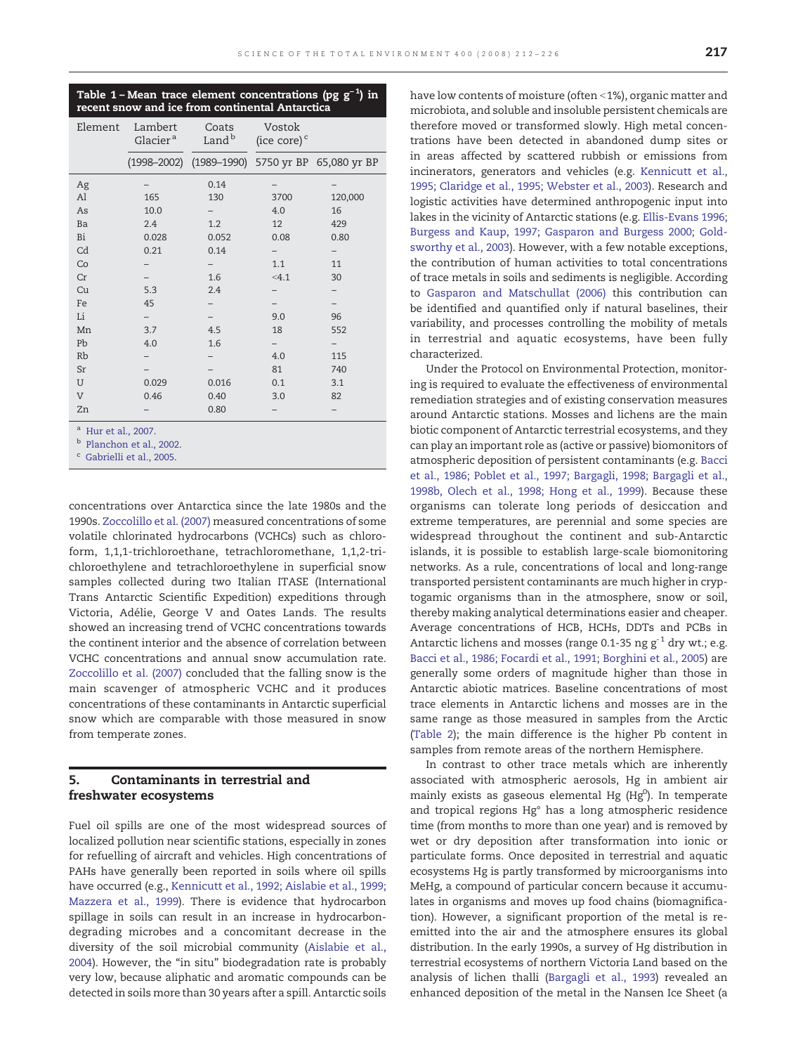**Table 1 – Mean trace element concentrations (pg $g^{-1}$) in recent snow and ice from continental Antarctica**

| Element | Lambert Glacier [a] | Coats Land [b] | Vostok (ice core) [c] | |
|---|---|---|---|---|
| | (1998–2002) | (1989–1990) | 5750 yr BP | 65,080 yr BP |
| Ag | – | 0.14 | – | – |
| Al | 165 | 130 | 3700 | 120,000 |
| As | 10.0 | – | 4.0 | 16 |
| Ba | 2.4 | 1.2 | 12 | 429 |
| Bi | 0.028 | 0.052 | 0.08 | 0.80 |
| Cd | 0.21 | 0.14 | – | – |
| Co | – | – | 1.1 | 11 |
| Cr | – | 1.6 | <4.1 | 30 |
| Cu | 5.3 | 2.4 | – | – |
| Fe | 45 | – | – | – |
| Li | – | – | 9.0 | 96 |
| Mn | 3.7 | 4.5 | 18 | 552 |
| Pb | 4.0 | 1.6 | – | – |
| Rb | – | – | 4.0 | 115 |
| Sr | – | – | 81 | 740 |
| U | 0.029 | 0.016 | 0.1 | 3.1 |
| V | 0.46 | 0.40 | 3.0 | 82 |
| Zn | – | 0.80 | – | – |

[a] Hur et al., 2007.
[b] Planchon et al., 2002.
[c] Gabrielli et al., 2005.

concentrations over Antarctica since the late 1980s and the 1990s. Zoccolillo et al. (2007) measured concentrations of some volatile chlorinated hydrocarbons (VCHCs) such as chloroform, 1,1,1-trichloroethane, tetrachloromethane, 1,1,2-trichloroethylene and tetrachloroethylene in superficial snow samples collected during two Italian ITASE (International Trans Antarctic Scientific Expedition) expeditions through Victoria, Adélie, George V and Oates Lands. The results showed an increasing trend of VCHC concentrations towards the continent interior and the absence of correlation between VCHC concentrations and annual snow accumulation rate. Zoccolillo et al. (2007) concluded that the falling snow is the main scavenger of atmospheric VCHC and it produces concentrations of these contaminants in Antarctic superficial snow which are comparable with those measured in snow from temperate zones.

## 5. Contaminants in terrestrial and freshwater ecosystems

Fuel oil spills are one of the most widespread sources of localized pollution near scientific stations, especially in zones for refuelling of aircraft and vehicles. High concentrations of PAHs have generally been reported in soils where oil spills have occurred (e.g., Kennicutt et al., 1992; Aislabie et al., 1999; Mazzera et al., 1999). There is evidence that hydrocarbon spillage in soils can result in an increase in hydrocarbon-degrading microbes and a concomitant decrease in the diversity of the soil microbial community (Aislabie et al., 2004). However, the "in situ" biodegradation rate is probably very low, because aliphatic and aromatic compounds can be detected in soils more than 30 years after a spill. Antarctic soils have low contents of moisture (often <1%), organic matter and microbiota, and soluble and insoluble persistent chemicals are therefore moved or transformed slowly. High metal concentrations have been detected in abandoned dump sites or in areas affected by scattered rubbish or emissions from incinerators, generators and vehicles (e.g. Kennicutt et al., 1995; Claridge et al., 1995; Webster et al., 2003). Research and logistic activities have determined anthropogenic input into lakes in the vicinity of Antarctic stations (e.g. Ellis-Evans 1996; Burgess and Kaup, 1997; Gasparon and Burgess 2000; Goldsworthy et al., 2003). However, with a few notable exceptions, the contribution of human activities to total concentrations of trace metals in soils and sediments is negligible. According to Gasparon and Matschullat (2006) this contribution can be identified and quantified only if natural baselines, their variability, and processes controlling the mobility of metals in terrestrial and aquatic ecosystems, have been fully characterized.

Under the Protocol on Environmental Protection, monitoring is required to evaluate the effectiveness of environmental remediation strategies and of existing conservation measures around Antarctic stations. Mosses and lichens are the main biotic component of Antarctic terrestrial ecosystems, and they can play an important role as (active or passive) biomonitors of atmospheric deposition of persistent contaminants (e.g. Bacci et al., 1986; Poblet et al., 1997; Bargagli, 1998; Bargagli et al., 1998b, Olech et al., 1998; Hong et al., 1999). Because these organisms can tolerate long periods of desiccation and extreme temperatures, are perennial and some species are widespread throughout the continent and sub-Antarctic islands, it is possible to establish large-scale biomonitoring networks. As a rule, concentrations of local and long-range transported persistent contaminants are much higher in cryptogamic organisms than in the atmosphere, snow or soil, thereby making analytical determinations easier and cheaper. Average concentrations of HCB, HCHs, DDTs and PCBs in Antarctic lichens and mosses (range 0.1-35 ng $g^{-1}$ dry wt.; e.g. Bacci et al., 1986; Focardi et al., 1991; Borghini et al., 2005) are generally some orders of magnitude higher than those in Antarctic abiotic matrices. Baseline concentrations of most trace elements in Antarctic lichens and mosses are in the same range as those measured in samples from the Arctic (Table 2); the main difference is the higher Pb content in samples from remote areas of the northern Hemisphere.

In contrast to other trace metals which are inherently associated with atmospheric aerosols, Hg in ambient air mainly exists as gaseous elemental Hg ($Hg^0$). In temperate and tropical regions Hg° has a long atmospheric residence time (from months to more than one year) and is removed by wet or dry deposition after transformation into ionic or particulate forms. Once deposited in terrestrial and aquatic ecosystems Hg is partly transformed by microorganisms into MeHg, a compound of particular concern because it accumulates in organisms and moves up food chains (biomagnification). However, a significant proportion of the metal is re-emitted into the air and the atmosphere ensures its global distribution. In the early 1990s, a survey of Hg distribution in terrestrial ecosystems of northern Victoria Land based on the analysis of lichen thalli (Bargagli et al., 1993) revealed an enhanced deposition of the metal in the Nansen Ice Sheet (a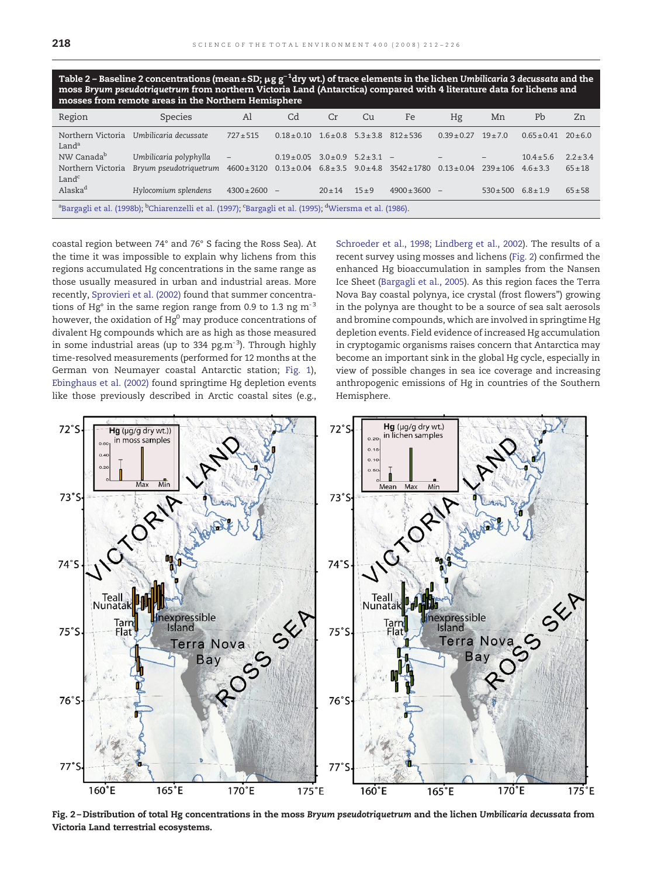**Table 2 – Baseline concentrations (mean±SD; μg g$^{-1}$dry wt.) of trace elements in the lichen *Umbilicaria decussata* and the moss *Bryum pseudotriquetrum* from northern Victoria Land (Antarctica) compared with literature data for lichens and mosses from remote areas in the Northern Hemisphere**

| Region | Species | Al | Cd | Cr | Cu | Fe | Hg | Mn | Pb | Zn |
|---|---|---|---|---|---|---|---|---|---|---|
| Northern Victoria Land[a] | *Umbilicaria decussate* | 727±515 | 0.18±0.10 | 1.6±0.8 | 5.3±3.8 | 812±536 | 0.39±0.27 | 19±7.0 | 0.65±0.41 | 20±6.0 |
| NW Canada[b] | *Umbilicaria polyphylla* | – | 0.19±0.05 | 3.0±0.9 | 5.2±3.1 | – | – | – | 10.4±5.6 | 2.2±3.4 |
| Northern Victoria Land[c] | *Bryum pseudotriquetrum* | 4600±3120 | 0.13±0.04 | 6.8±3.5 | 9.0±4.8 | 3542±1780 | 0.13±0.04 | 239±106 | 4.6±3.3 | 65±18 |
| Alaska[d] | *Hylocomium splendens* | 4300±2600 | – | 20±14 | 15±9 | 4900±3600 | – | 530±500 | 6.8±1.9 | 65±58 |

[a]Bargagli et al. (1998b); [b]Chiarenzelli et al. (1997); [c]Bargagli et al. (1995); [d]Wiersma et al. (1986).

coastal region between 74° and 76° S facing the Ross Sea). At the time it was impossible to explain why lichens from this regions accumulated Hg concentrations in the same range as those usually measured in urban and industrial areas. More recently, Sprovieri et al. (2002) found that summer concentrations of Hg° in the same region range from 0.9 to 1.3 ng m$^{-3}$ however, the oxidation of Hg$^{0}$ may produce concentrations of divalent Hg compounds which are as high as those measured in some industrial areas (up to 334 pg.m$^{-3}$). Through highly time-resolved measurements (performed for 12 months at the German von Neumayer coastal Antarctic station; Fig. 1), Ebinghaus et al. (2002) found springtime Hg depletion events like those previously described in Arctic coastal sites (e.g., Schroeder et al., 1998; Lindberg et al., 2002). The results of a recent survey using mosses and lichens (Fig. 2) confirmed the enhanced Hg bioaccumulation in samples from the Nansen Ice Sheet (Bargagli et al., 2005). As this region faces the Terra Nova Bay coastal polynya, ice crystal (frost flowers") growing in the polynya are thought to be a source of sea salt aerosols and bromine compounds, which are involved in springtime Hg depletion events. Field evidence of increased Hg accumulation in cryptogamic organisms raises concern that Antarctica may become an important sink in the global Hg cycle, especially in view of possible changes in sea ice coverage and increasing anthropogenic emissions of Hg in countries of the Southern Hemisphere.

**Fig. 2 – Distribution of total Hg concentrations in the moss *Bryum pseudotriquetrum* and the lichen *Umbilicaria decussata* from Victoria Land terrestrial ecosystems.**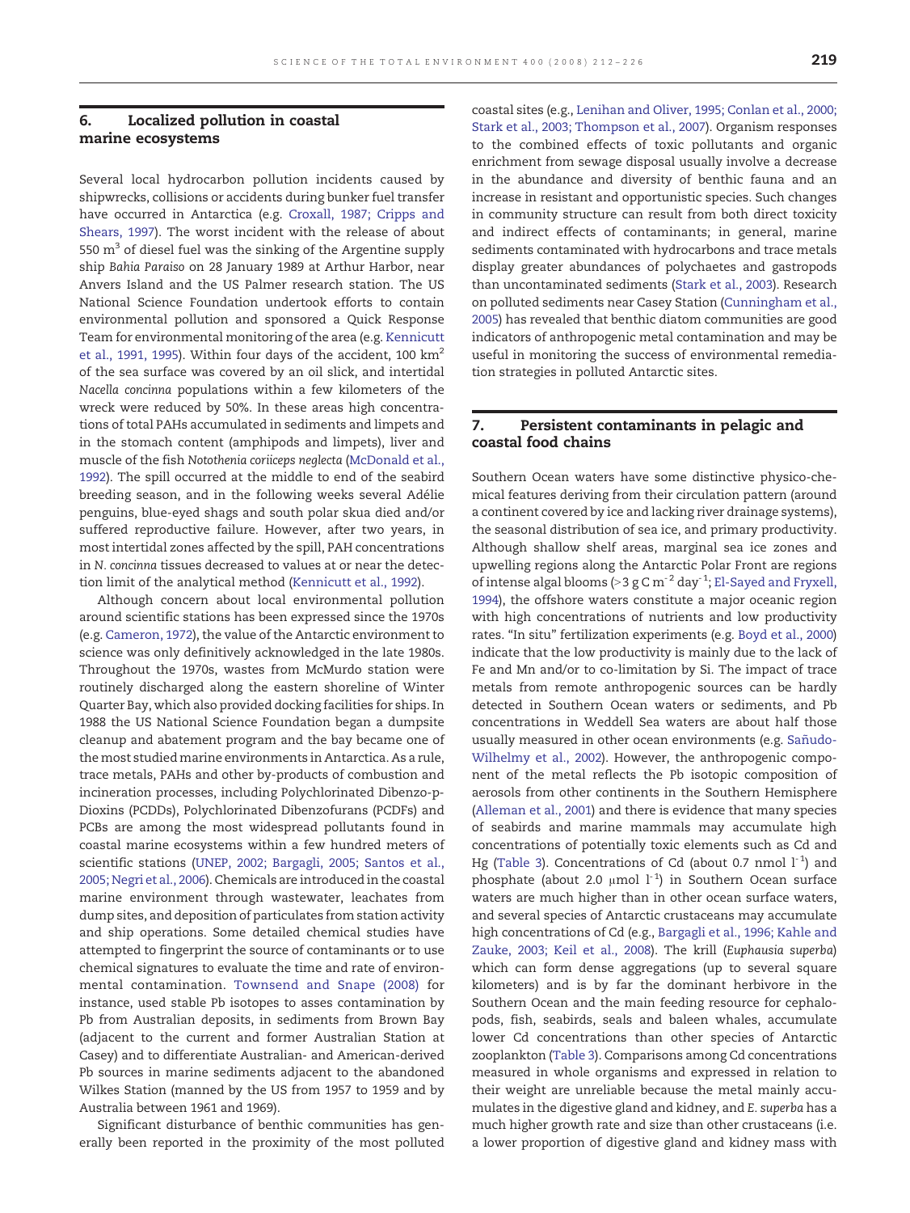## 6. Localized pollution in coastal marine ecosystems

Several local hydrocarbon pollution incidents caused by shipwrecks, collisions or accidents during bunker fuel transfer have occurred in Antarctica (e.g. Croxall, 1987; Cripps and Shears, 1997). The worst incident with the release of about 550 $m^3$ of diesel fuel was the sinking of the Argentine supply ship *Bahia Paraiso* on 28 January 1989 at Arthur Harbor, near Anvers Island and the US Palmer research station. The US National Science Foundation undertook efforts to contain environmental pollution and sponsored a Quick Response Team for environmental monitoring of the area (e.g. Kennicutt et al., 1991, 1995). Within four days of the accident, 100 $km^2$ of the sea surface was covered by an oil slick, and intertidal *Nacella concinna* populations within a few kilometers of the wreck were reduced by 50%. In these areas high concentrations of total PAHs accumulated in sediments and limpets and in the stomach content (amphipods and limpets), liver and muscle of the fish *Notothenia coriiceps neglecta* (McDonald et al., 1992). The spill occurred at the middle to end of the seabird breeding season, and in the following weeks several Adélie penguins, blue-eyed shags and south polar skua died and/or suffered reproductive failure. However, after two years, in most intertidal zones affected by the spill, PAH concentrations in *N. concinna* tissues decreased to values at or near the detection limit of the analytical method (Kennicutt et al., 1992).

Although concern about local environmental pollution around scientific stations has been expressed since the 1970s (e.g. Cameron, 1972), the value of the Antarctic environment to science was only definitively acknowledged in the late 1980s. Throughout the 1970s, wastes from McMurdo station were routinely discharged along the eastern shoreline of Winter Quarter Bay, which also provided docking facilities for ships. In 1988 the US National Science Foundation began a dumpsite cleanup and abatement program and the bay became one of the most studied marine environments in Antarctica. As a rule, trace metals, PAHs and other by-products of combustion and incineration processes, including Polychlorinated Dibenzo-p-Dioxins (PCDDs), Polychlorinated Dibenzofurans (PCDFs) and PCBs are among the most widespread pollutants found in coastal marine ecosystems within a few hundred meters of scientific stations (UNEP, 2002; Bargagli, 2005; Santos et al., 2005; Negri et al., 2006). Chemicals are introduced in the coastal marine environment through wastewater, leachates from dump sites, and deposition of particulates from station activity and ship operations. Some detailed chemical studies have attempted to fingerprint the source of contaminants or to use chemical signatures to evaluate the time and rate of environmental contamination. Townsend and Snape (2008) for instance, used stable Pb isotopes to asses contamination by Pb from Australian deposits, in sediments from Brown Bay (adjacent to the current and former Australian Station at Casey) and to differentiate Australian- and American-derived Pb sources in marine sediments adjacent to the abandoned Wilkes Station (manned by the US from 1957 to 1959 and by Australia between 1961 and 1969).

Significant disturbance of benthic communities has generally been reported in the proximity of the most polluted coastal sites (e.g., Lenihan and Oliver, 1995; Conlan et al., 2000; Stark et al., 2003; Thompson et al., 2007). Organism responses to the combined effects of toxic pollutants and organic enrichment from sewage disposal usually involve a decrease in the abundance and diversity of benthic fauna and an increase in resistant and opportunistic species. Such changes in community structure can result from both direct toxicity and indirect effects of contaminants; in general, marine sediments contaminated with hydrocarbons and trace metals display greater abundances of polychaetes and gastropods than uncontaminated sediments (Stark et al., 2003). Research on polluted sediments near Casey Station (Cunningham et al., 2005) has revealed that benthic diatom communities are good indicators of anthropogenic metal contamination and may be useful in monitoring the success of environmental remediation strategies in polluted Antarctic sites.

## 7. Persistent contaminants in pelagic and coastal food chains

Southern Ocean waters have some distinctive physico-chemical features deriving from their circulation pattern (around a continent covered by ice and lacking river drainage systems), the seasonal distribution of sea ice, and primary productivity. Although shallow shelf areas, marginal sea ice zones and upwelling regions along the Antarctic Polar Front are regions of intense algal blooms (>3 g C $m^{-2}$ $day^{-1}$; El-Sayed and Fryxell, 1994), the offshore waters constitute a major oceanic region with high concentrations of nutrients and low productivity rates. "In situ" fertilization experiments (e.g. Boyd et al., 2000) indicate that the low productivity is mainly due to the lack of Fe and Mn and/or to co-limitation by Si. The impact of trace metals from remote anthropogenic sources can be hardly detected in Southern Ocean waters or sediments, and Pb concentrations in Weddell Sea waters are about half those usually measured in other ocean environments (e.g. Sañudo-Wilhelmy et al., 2002). However, the anthropogenic component of the metal reflects the Pb isotopic composition of aerosols from other continents in the Southern Hemisphere (Alleman et al., 2001) and there is evidence that many species of seabirds and marine mammals may accumulate high concentrations of potentially toxic elements such as Cd and Hg (Table 3). Concentrations of Cd (about 0.7 nmol $l^{-1}$) and phosphate (about 2.0 μmol $l^{-1}$) in Southern Ocean surface waters are much higher than in other ocean surface waters, and several species of Antarctic crustaceans may accumulate high concentrations of Cd (e.g., Bargagli et al., 1996; Kahle and Zauke, 2003; Keil et al., 2008). The krill (*Euphausia superba*) which can form dense aggregations (up to several square kilometers) and is by far the dominant herbivore in the Southern Ocean and the main feeding resource for cephalopods, fish, seabirds, seals and baleen whales, accumulate lower Cd concentrations than other species of Antarctic zooplankton (Table 3). Comparisons among Cd concentrations measured in whole organisms and expressed in relation to their weight are unreliable because the metal mainly accumulates in the digestive gland and kidney, and *E. superba* has a much higher growth rate and size than other crustaceans (i.e. a lower proportion of digestive gland and kidney mass with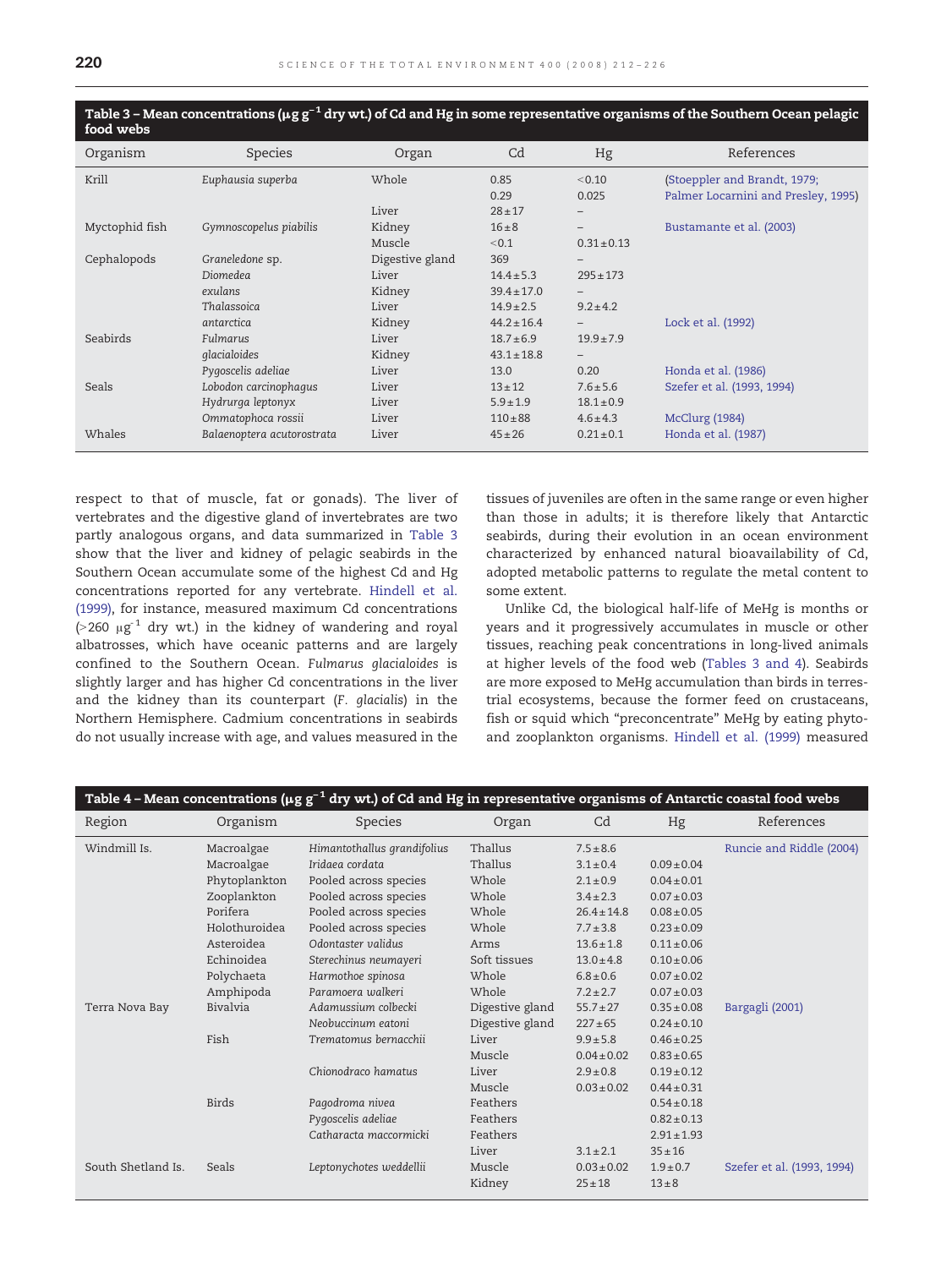**Table 3 – Mean concentrations (μg g$^{-1}$ dry wt.) of Cd and Hg in some representative organisms of the Southern Ocean pelagic food webs**

| Organism | Species | Organ | Cd | Hg | References |
|---|---|---|---|---|---|
| Krill | *Euphausia superba* | Whole | 0.85 | <0.10 | (Stoeppler and Brandt, 1979; |
| | | | 0.29 | 0.025 | Palmer Locarnini and Presley, 1995) |
| | | Liver | 28±17 | – | |
| Myctophid fish | *Gymnoscopelus piabilis* | Kidney | 16±8 | – | Bustamante et al. (2003) |
| | | Muscle | <0.1 | 0.31±0.13 | |
| Cephalopods | *Graneledone* sp. | Digestive gland | 369 | – | |
| | *Diomedea* | Liver | 14.4±5.3 | 295±173 | |
| | *exulans* | Kidney | 39.4±17.0 | – | |
| | *Thalassoica* | Liver | 14.9±2.5 | 9.2±4.2 | |
| | *antarctica* | Kidney | 44.2±16.4 | – | Lock et al. (1992) |
| Seabirds | *Fulmarus* | Liver | 18.7±6.9 | 19.9±7.9 | |
| | *glacialoides* | Kidney | 43.1±18.8 | – | |
| | *Pygoscelis adeliae* | Liver | 13.0 | 0.20 | Honda et al. (1986) |
| Seals | *Lobodon carcinophagus* | Liver | 13±12 | 7.6±5.6 | Szefer et al. (1993, 1994) |
| | *Hydrurga leptonyx* | Liver | 5.9±1.9 | 18.1±0.9 | |
| | *Ommatophoca rossii* | Liver | 110±88 | 4.6±4.3 | McClurg (1984) |
| Whales | *Balaenoptera acutorostrata* | Liver | 45±26 | 0.21±0.1 | Honda et al. (1987) |

respect to that of muscle, fat or gonads). The liver of vertebrates and the digestive gland of invertebrates are two partly analogous organs, and data summarized in Table 3 show that the liver and kidney of pelagic seabirds in the Southern Ocean accumulate some of the highest Cd and Hg concentrations reported for any vertebrate. Hindell et al. (1999), for instance, measured maximum Cd concentrations (>260 μg$^{-1}$ dry wt.) in the kidney of wandering and royal albatrosses, which have oceanic patterns and are largely confined to the Southern Ocean. *Fulmarus glacialoides* is slightly larger and has higher Cd concentrations in the liver and the kidney than its counterpart (*F. glacialis*) in the Northern Hemisphere. Cadmium concentrations in seabirds do not usually increase with age, and values measured in the tissues of juveniles are often in the same range or even higher than those in adults; it is therefore likely that Antarctic seabirds, during their evolution in an ocean environment characterized by enhanced natural bioavailability of Cd, adopted metabolic patterns to regulate the metal content to some extent.

Unlike Cd, the biological half-life of MeHg is months or years and it progressively accumulates in muscle or other tissues, reaching peak concentrations in long-lived animals at higher levels of the food web (Tables 3 and 4). Seabirds are more exposed to MeHg accumulation than birds in terrestrial ecosystems, because the former feed on crustaceans, fish or squid which "preconcentrate" MeHg by eating phyto- and zooplankton organisms. Hindell et al. (1999) measured

**Table 4 – Mean concentrations (μg g$^{-1}$ dry wt.) of Cd and Hg in representative organisms of Antarctic coastal food webs**

| Region | Organism | Species | Organ | Cd | Hg | References |
|---|---|---|---|---|---|---|
| Windmill Is. | Macroalgae | *Himantothallus grandifolius* | Thallus | 7.5±8.6 | | Runcie and Riddle (2004) |
| | Macroalgae | *Iridaea cordata* | Thallus | 3.1±0.4 | 0.09±0.04 | |
| | Phytoplankton | Pooled across species | Whole | 2.1±0.9 | 0.04±0.01 | |
| | Zooplankton | Pooled across species | Whole | 3.4±2.3 | 0.07±0.03 | |
| | Porifera | Pooled across species | Whole | 26.4±14.8 | 0.08±0.05 | |
| | Holothuroidea | Pooled across species | Whole | 7.7±3.8 | 0.23±0.09 | |
| | Asteroidea | *Odontaster validus* | Arms | 13.6±1.8 | 0.11±0.06 | |
| | Echinoidea | *Sterechinus neumayeri* | Soft tissues | 13.0±4.8 | 0.10±0.06 | |
| | Polychaeta | *Harmothoe spinosa* | Whole | 6.8±0.6 | 0.07±0.02 | |
| | Amphipoda | *Paramoera walkeri* | Whole | 7.2±2.7 | 0.07±0.03 | |
| Terra Nova Bay | Bivalvia | *Adamussium colbecki* | Digestive gland | 55.7±27 | 0.35±0.08 | Bargagli (2001) |
| | | *Neobuccinum eatoni* | Digestive gland | 227±65 | 0.24±0.10 | |
| | Fish | *Trematomus bernacchii* | Liver | 9.9±5.8 | 0.46±0.25 | |
| | | | Muscle | 0.04±0.02 | 0.83±0.65 | |
| | | *Chionodraco hamatus* | Liver | 2.9±0.8 | 0.19±0.12 | |
| | | | Muscle | 0.03±0.02 | 0.44±0.31 | |
| | Birds | *Pagodroma nivea* | Feathers | | 0.54±0.18 | |
| | | *Pygoscelis adeliae* | Feathers | | 0.82±0.13 | |
| | | *Catharacta maccormicki* | Feathers | | 2.91±1.93 | |
| | | | Liver | 3.1±2.1 | 35±16 | |
| South Shetland Is. | Seals | *Leptonychotes weddellii* | Muscle | 0.03±0.02 | 1.9±0.7 | Szefer et al. (1993, 1994) |
| | | | Kidney | 25±18 | 13±8 | |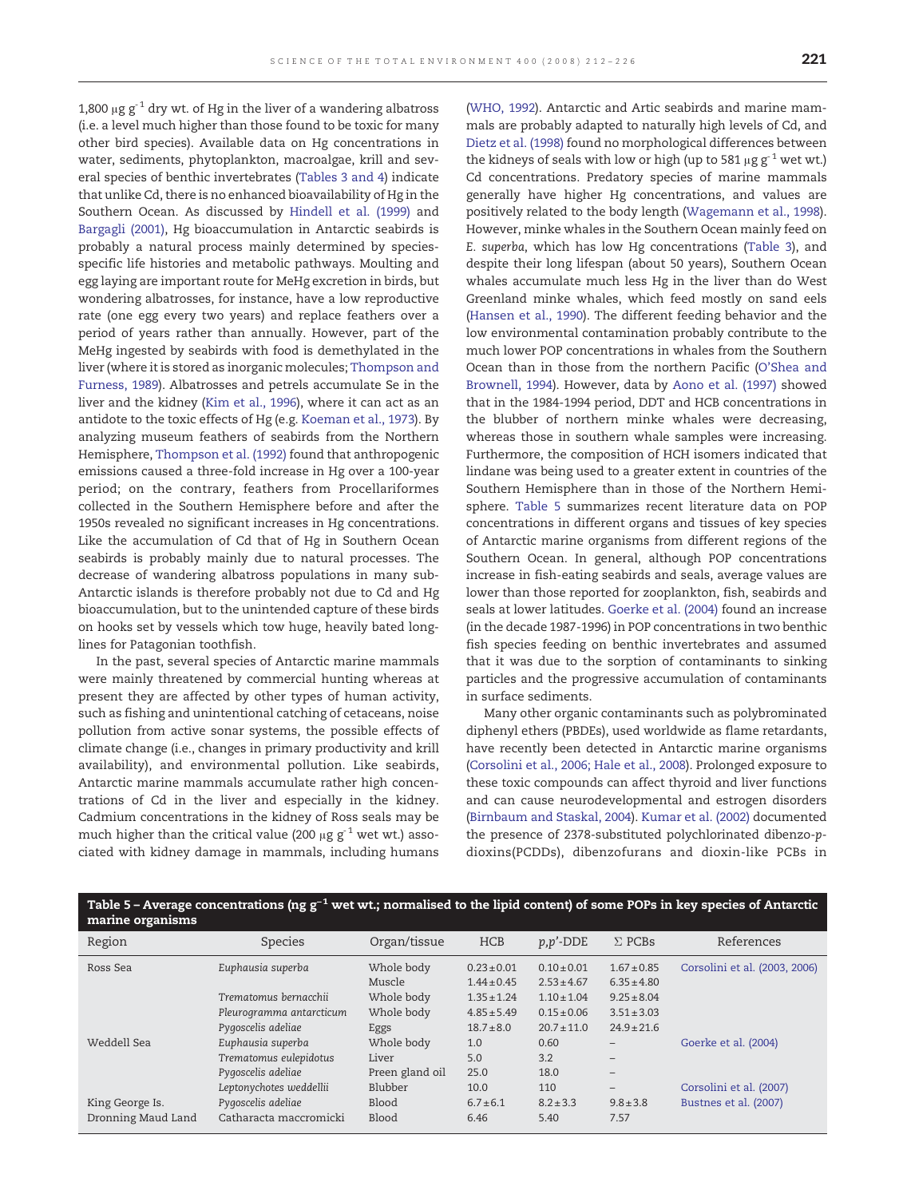1,800 μg g$^{-1}$ dry wt. of Hg in the liver of a wandering albatross (i.e. a level much higher than those found to be toxic for many other bird species). Available data on Hg concentrations in water, sediments, phytoplankton, macroalgae, krill and several species of benthic invertebrates (Tables 3 and 4) indicate that unlike Cd, there is no enhanced bioavailability of Hg in the Southern Ocean. As discussed by Hindell et al. (1999) and Bargagli (2001), Hg bioaccumulation in Antarctic seabirds is probably a natural process mainly determined by species-specific life histories and metabolic pathways. Moulting and egg laying are important route for MeHg excretion in birds, but wondering albatrosses, for instance, have a low reproductive rate (one egg every two years) and replace feathers over a period of years rather than annually. However, part of the MeHg ingested by seabirds with food is demethylated in the liver (where it is stored as inorganic molecules; Thompson and Furness, 1989). Albatrosses and petrels accumulate Se in the liver and the kidney (Kim et al., 1996), where it can act as an antidote to the toxic effects of Hg (e.g. Koeman et al., 1973). By analyzing museum feathers of seabirds from the Northern Hemisphere, Thompson et al. (1992) found that anthropogenic emissions caused a three-fold increase in Hg over a 100-year period; on the contrary, feathers from Procellariformes collected in the Southern Hemisphere before and after the 1950s revealed no significant increases in Hg concentrations. Like the accumulation of Cd that of Hg in Southern Ocean seabirds is probably mainly due to natural processes. The decrease of wandering albatross populations in many sub-Antarctic islands is therefore probably not due to Cd and Hg bioaccumulation, but to the unintended capture of these birds on hooks set by vessels which tow huge, heavily bated long-lines for Patagonian toothfish.

In the past, several species of Antarctic marine mammals were mainly threatened by commercial hunting whereas at present they are affected by other types of human activity, such as fishing and unintentional catching of cetaceans, noise pollution from active sonar systems, the possible effects of climate change (i.e., changes in primary productivity and krill availability), and environmental pollution. Like seabirds, Antarctic marine mammals accumulate rather high concentrations of Cd in the liver and especially in the kidney. Cadmium concentrations in the kidney of Ross seals may be much higher than the critical value (200 μg g$^{-1}$ wet wt.) associated with kidney damage in mammals, including humans (WHO, 1992). Antarctic and Artic seabirds and marine mammals are probably adapted to naturally high levels of Cd, and Dietz et al. (1998) found no morphological differences between the kidneys of seals with low or high (up to 581 μg g$^{-1}$ wet wt.) Cd concentrations. Predatory species of marine mammals generally have higher Hg concentrations, and values are positively related to the body length (Wagemann et al., 1998). However, minke whales in the Southern Ocean mainly feed on *E. superba*, which has low Hg concentrations (Table 3), and despite their long lifespan (about 50 years), Southern Ocean whales accumulate much less Hg in the liver than do West Greenland minke whales, which feed mostly on sand eels (Hansen et al., 1990). The different feeding behavior and the low environmental contamination probably contribute to the much lower POP concentrations in whales from the Southern Ocean than in those from the northern Pacific (O'Shea and Brownell, 1994). However, data by Aono et al. (1997) showed that in the 1984-1994 period, DDT and HCB concentrations in the blubber of northern minke whales were decreasing, whereas those in southern whale samples were increasing. Furthermore, the composition of HCH isomers indicated that lindane was being used to a greater extent in countries of the Southern Hemisphere than in those of the Northern Hemisphere. Table 5 summarizes recent literature data on POP concentrations in different organs and tissues of key species of Antarctic marine organisms from different regions of the Southern Ocean. In general, although POP concentrations increase in fish-eating seabirds and seals, average values are lower than those reported for zooplankton, fish, seabirds and seals at lower latitudes. Goerke et al. (2004) found an increase (in the decade 1987-1996) in POP concentrations in two benthic fish species feeding on benthic invertebrates and assumed that it was due to the sorption of contaminants to sinking particles and the progressive accumulation of contaminants in surface sediments.

Many other organic contaminants such as polybrominated diphenyl ethers (PBDEs), used worldwide as flame retardants, have recently been detected in Antarctic marine organisms (Corsolini et al., 2006; Hale et al., 2008). Prolonged exposure to these toxic compounds can affect thyroid and liver functions and can cause neurodevelopmental and estrogen disorders (Birnbaum and Staskal, 2004). Kumar et al. (2002) documented the presence of 2378-substituted polychlorinated dibenzo-*p*-dioxins(PCDDs), dibenzofurans and dioxin-like PCBs in

**Table 5 – Average concentrations (ng g$^{-1}$ wet wt.; normalised to the lipid content) of some POPs in key species of Antarctic marine organisms**

| Region | Species | Organ/tissue | HCB | *p,p'*-DDE | Σ PCBs | References |
|---|---|---|---|---|---|---|
| Ross Sea | *Euphausia superba* | Whole body | 0.23 ± 0.01 | 0.10 ± 0.01 | 1.67 ± 0.85 | Corsolini et al. (2003, 2006) |
| | | Muscle | 1.44 ± 0.45 | 2.53 ± 4.67 | 6.35 ± 4.80 | |
| | *Trematomus bernacchii* | Whole body | 1.35 ± 1.24 | 1.10 ± 1.04 | 9.25 ± 8.04 | |
| | *Pleurogramma antarcticum* | Whole body | 4.85 ± 5.49 | 0.15 ± 0.06 | 3.51 ± 3.03 | |
| | *Pygoscelis adeliae* | Eggs | 18.7 ± 8.0 | 20.7 ± 11.0 | 24.9 ± 21.6 | |
| Weddell Sea | *Euphausia superba* | Whole body | 1.0 | 0.60 | – | Goerke et al. (2004) |
| | *Trematomus eulepidotus* | Liver | 5.0 | 3.2 | – | |
| | *Pygoscelis adeliae* | Preen gland oil | 25.0 | 18.0 | – | |
| | *Leptonychotes weddellii* | Blubber | 10.0 | 110 | – | Corsolini et al. (2007) |
| King George Is. | *Pygoscelis adeliae* | Blood | 6.7 ± 6.1 | 8.2 ± 3.3 | 9.8 ± 3.8 | Bustnes et al. (2007) |
| Dronning Maud Land | *Catharacta maccromicki* | Blood | 6.46 | 5.40 | 7.57 | |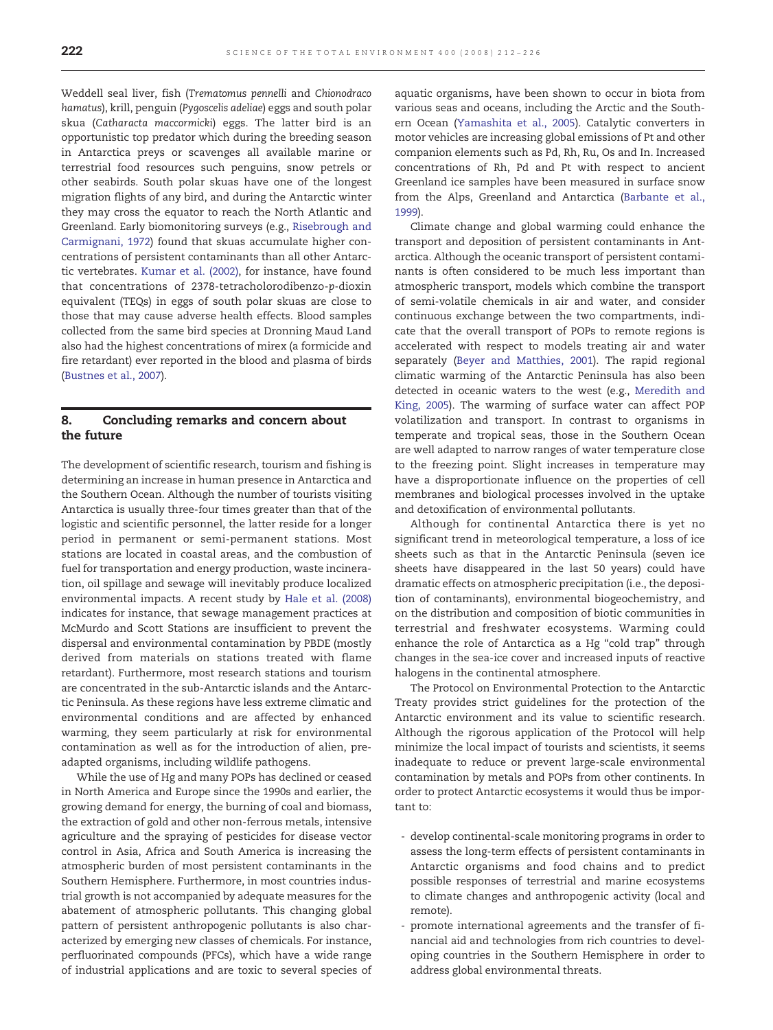Weddell seal liver, fish (*Trematomus pennelli* and *Chionodraco hamatus*), krill, penguin (*Pygoscelis adeliae*) eggs and south polar skua (*Catharacta maccormicki*) eggs. The latter bird is an opportunistic top predator which during the breeding season in Antarctica preys or scavenges all available marine or terrestrial food resources such penguins, snow petrels or other seabirds. South polar skuas have one of the longest migration flights of any bird, and during the Antarctic winter they may cross the equator to reach the North Atlantic and Greenland. Early biomonitoring surveys (e.g., Risebrough and Carmignani, 1972) found that skuas accumulate higher concentrations of persistent contaminants than all other Antarctic vertebrates. Kumar et al. (2002), for instance, have found that concentrations of 2378-tetracholorodibenzo-*p*-dioxin equivalent (TEQs) in eggs of south polar skuas are close to those that may cause adverse health effects. Blood samples collected from the same bird species at Dronning Maud Land also had the highest concentrations of mirex (a formicide and fire retardant) ever reported in the blood and plasma of birds (Bustnes et al., 2007).

## 8. Concluding remarks and concern about the future

The development of scientific research, tourism and fishing is determining an increase in human presence in Antarctica and the Southern Ocean. Although the number of tourists visiting Antarctica is usually three-four times greater than that of the logistic and scientific personnel, the latter reside for a longer period in permanent or semi-permanent stations. Most stations are located in coastal areas, and the combustion of fuel for transportation and energy production, waste incineration, oil spillage and sewage will inevitably produce localized environmental impacts. A recent study by Hale et al. (2008) indicates for instance, that sewage management practices at McMurdo and Scott Stations are insufficient to prevent the dispersal and environmental contamination by PBDE (mostly derived from materials on stations treated with flame retardant). Furthermore, most research stations and tourism are concentrated in the sub-Antarctic islands and the Antarctic Peninsula. As these regions have less extreme climatic and environmental conditions and are affected by enhanced warming, they seem particularly at risk for environmental contamination as well as for the introduction of alien, pre-adapted organisms, including wildlife pathogens.

While the use of Hg and many POPs has declined or ceased in North America and Europe since the 1990s and earlier, the growing demand for energy, the burning of coal and biomass, the extraction of gold and other non-ferrous metals, intensive agriculture and the spraying of pesticides for disease vector control in Asia, Africa and South America is increasing the atmospheric burden of most persistent contaminants in the Southern Hemisphere. Furthermore, in most countries industrial growth is not accompanied by adequate measures for the abatement of atmospheric pollutants. This changing global pattern of persistent anthropogenic pollutants is also characterized by emerging new classes of chemicals. For instance, perfluorinated compounds (PFCs), which have a wide range of industrial applications and are toxic to several species of aquatic organisms, have been shown to occur in biota from various seas and oceans, including the Arctic and the Southern Ocean (Yamashita et al., 2005). Catalytic converters in motor vehicles are increasing global emissions of Pt and other companion elements such as Pd, Rh, Ru, Os and In. Increased concentrations of Rh, Pd and Pt with respect to ancient Greenland ice samples have been measured in surface snow from the Alps, Greenland and Antarctica (Barbante et al., 1999).

Climate change and global warming could enhance the transport and deposition of persistent contaminants in Antarctica. Although the oceanic transport of persistent contaminants is often considered to be much less important than atmospheric transport, models which combine the transport of semi-volatile chemicals in air and water, and consider continuous exchange between the two compartments, indicate that the overall transport of POPs to remote regions is accelerated with respect to models treating air and water separately (Beyer and Matthies, 2001). The rapid regional climatic warming of the Antarctic Peninsula has also been detected in oceanic waters to the west (e.g., Meredith and King, 2005). The warming of surface water can affect POP volatilization and transport. In contrast to organisms in temperate and tropical seas, those in the Southern Ocean are well adapted to narrow ranges of water temperature close to the freezing point. Slight increases in temperature may have a disproportionate influence on the properties of cell membranes and biological processes involved in the uptake and detoxification of environmental pollutants.

Although for continental Antarctica there is yet no significant trend in meteorological temperature, a loss of ice sheets such as that in the Antarctic Peninsula (seven ice sheets have disappeared in the last 50 years) could have dramatic effects on atmospheric precipitation (i.e., the deposition of contaminants), environmental biogeochemistry, and on the distribution and composition of biotic communities in terrestrial and freshwater ecosystems. Warming could enhance the role of Antarctica as a Hg "cold trap" through changes in the sea-ice cover and increased inputs of reactive halogens in the continental atmosphere.

The Protocol on Environmental Protection to the Antarctic Treaty provides strict guidelines for the protection of the Antarctic environment and its value to scientific research. Although the rigorous application of the Protocol will help minimize the local impact of tourists and scientists, it seems inadequate to reduce or prevent large-scale environmental contamination by metals and POPs from other continents. In order to protect Antarctic ecosystems it would thus be important to:

- develop continental-scale monitoring programs in order to assess the long-term effects of persistent contaminants in Antarctic organisms and food chains and to predict possible responses of terrestrial and marine ecosystems to climate changes and anthropogenic activity (local and remote).
- promote international agreements and the transfer of financial aid and technologies from rich countries to developing countries in the Southern Hemisphere in order to address global environmental threats.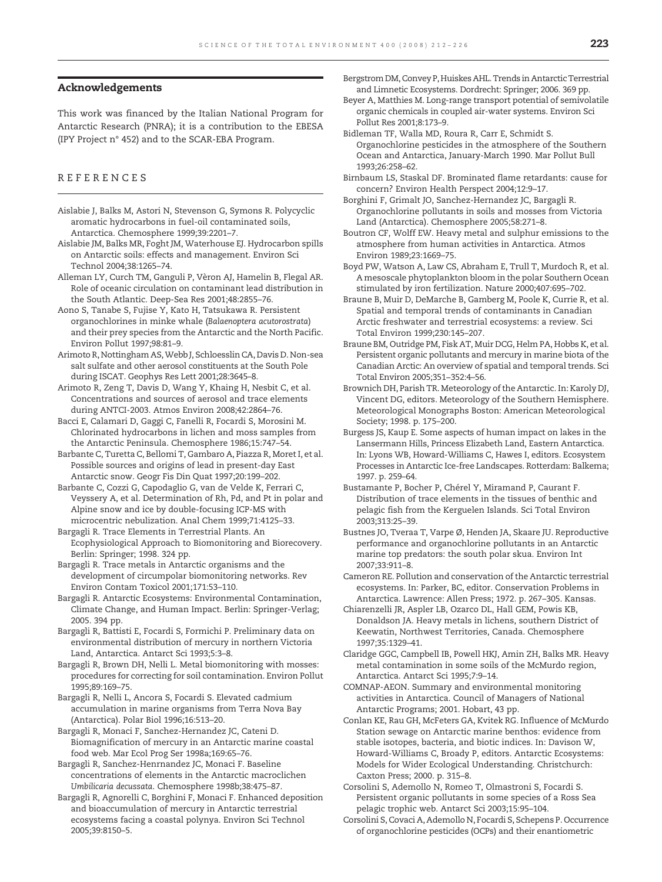## Acknowledgements

This work was financed by the Italian National Program for Antarctic Research (PNRA); it is a contribution to the EBESA (IPY Project n° 452) and to the SCAR-EBA Program.

## REFERENCES

Aislabie J, Balks M, Astori N, Stevenson G, Symons R. Polycyclic aromatic hydrocarbons in fuel-oil contaminated soils, Antarctica. Chemosphere 1999;39:2201–7.

Aislabie JM, Balks MR, Foght JM, Waterhouse EJ. Hydrocarbon spills on Antarctic soils: effects and management. Environ Sci Technol 2004;38:1265–74.

Alleman LY, Curch TM, Ganguli P, Vèron AJ, Hamelin B, Flegal AR. Role of oceanic circulation on contaminant lead distribution in the South Atlantic. Deep-Sea Res 2001;48:2855–76.

Aono S, Tanabe S, Fujise Y, Kato H, Tatsukawa R. Persistent organochlorines in minke whale (*Balaenoptera acutorostrata*) and their prey species from the Antarctic and the North Pacific. Environ Pollut 1997;98:81–9.

Arimoto R, Nottingham AS, Webb J, Schloesslin CA, Davis D. Non-sea salt sulfate and other aerosol constituents at the South Pole during ISCAT. Geophys Res Lett 2001;28:3645–8.

Arimoto R, Zeng T, Davis D, Wang Y, Khaing H, Nesbit C, et al. Concentrations and sources of aerosol and trace elements during ANTCI-2003. Atmos Environ 2008;42:2864–76.

Bacci E, Calamari D, Gaggi C, Fanelli R, Focardi S, Morosini M. Chlorinated hydrocarbons in lichen and moss samples from the Antarctic Peninsula. Chemosphere 1986;15:747–54.

Barbante C, Turetta C, Bellomi T, Gambaro A, Piazza R, Moret I, et al. Possible sources and origins of lead in present-day East Antarctic snow. Geogr Fis Din Quat 1997;20:199–202.

Barbante C, Cozzi G, Capodaglio G, van de Velde K, Ferrari C, Veyssery A, et al. Determination of Rh, Pd, and Pt in polar and Alpine snow and ice by double-focusing ICP-MS with microcentric nebulization. Anal Chem 1999;71:4125–33.

Bargagli R. Trace Elements in Terrestrial Plants. An Ecophysiological Approach to Biomonitoring and Biorecovery. Berlin: Springer; 1998. 324 pp.

Bargagli R. Trace metals in Antarctic organisms and the development of circumpolar biomonitoring networks. Rev Environ Contam Toxicol 2001;171:53–110.

Bargagli R. Antarctic Ecosystems: Environmental Contamination, Climate Change, and Human Impact. Berlin: Springer-Verlag; 2005. 394 pp.

Bargagli R, Battisti E, Focardi S, Formichi P. Preliminary data on environmental distribution of mercury in northern Victoria Land, Antarctica. Antarct Sci 1993;5:3–8.

Bargagli R, Brown DH, Nelli L. Metal biomonitoring with mosses: procedures for correcting for soil contamination. Environ Pollut 1995;89:169–75.

Bargagli R, Nelli L, Ancora S, Focardi S. Elevated cadmium accumulation in marine organisms from Terra Nova Bay (Antarctica). Polar Biol 1996;16:513–20.

Bargagli R, Monaci F, Sanchez-Hernandez JC, Cateni D. Biomagnification of mercury in an Antarctic marine coastal food web. Mar Ecol Prog Ser 1998a;169:65–76.

Bargagli R, Sanchez-Henrnandez JC, Monaci F. Baseline concentrations of elements in the Antarctic macroclichen *Umbilicaria decussata*. Chemosphere 1998b;38:475–87.

Bargagli R, Agnorelli C, Borghini F, Monaci F. Enhanced deposition and bioaccumulation of mercury in Antarctic terrestrial ecosystems facing a coastal polynya. Environ Sci Technol 2005;39:8150–5.

Bergstrom DM, Convey P, Huiskes AHL. Trends in Antarctic Terrestrial and Limnetic Ecosystems. Dordrecht: Springer; 2006. 369 pp.

Beyer A, Matthies M. Long-range transport potential of semivolatile organic chemicals in coupled air-water systems. Environ Sci Pollut Res 2001;8:173–9.

Bidleman TF, Walla MD, Roura R, Carr E, Schmidt S. Organochlorine pesticides in the atmosphere of the Southern Ocean and Antarctica, January-March 1990. Mar Pollut Bull 1993;26:258–62.

Birnbaum LS, Staskal DF. Brominated flame retardants: cause for concern? Environ Health Perspect 2004;12:9–17.

Borghini F, Grimalt JO, Sanchez-Hernandez JC, Bargagli R. Organochlorine pollutants in soils and mosses from Victoria Land (Antarctica). Chemosphere 2005;58:271–8.

Boutron CF, Wolff EW. Heavy metal and sulphur emissions to the atmosphere from human activities in Antarctica. Atmos Environ 1989;23:1669–75.

Boyd PW, Watson A, Law CS, Abraham E, Trull T, Murdoch R, et al. A mesoscale phytoplankton bloom in the polar Southern Ocean stimulated by iron fertilization. Nature 2000;407:695–702.

Braune B, Muir D, DeMarche B, Gamberg M, Poole K, Currie R, et al. Spatial and temporal trends of contaminants in Canadian Arctic freshwater and terrestrial ecosystems: a review. Sci Total Environ 1999;230:145–207.

Braune BM, Outridge PM, Fisk AT, Muir DCG, Helm PA, Hobbs K, et al. Persistent organic pollutants and mercury in marine biota of the Canadian Arctic: An overview of spatial and temporal trends. Sci Total Environ 2005;351–352:4–56.

Brownich DH, Parish TR. Meteorology of the Antarctic. In: Karoly DJ, Vincent DG, editors. Meteorology of the Southern Hemisphere. Meteorological Monographs Boston: American Meteorological Society; 1998. p. 175–200.

Burgess JS, Kaup E. Some aspects of human impact on lakes in the Lansermann Hills, Princess Elizabeth Land, Eastern Antarctica. In: Lyons WB, Howard-Williams C, Hawes I, editors. Ecosystem Processes in Antarctic Ice-free Landscapes. Rotterdam: Balkema; 1997. p. 259–64.

Bustamante P, Bocher P, Chérel Y, Miramand P, Caurant F. Distribution of trace elements in the tissues of benthic and pelagic fish from the Kerguelen Islands. Sci Total Environ 2003;313:25–39.

Bustnes JO, Tveraa T, Varpe Ø, Henden JA, Skaare JU. Reproductive performance and organochlorine pollutants in an Antarctic marine top predators: the south polar skua. Environ Int 2007;33:911–8.

Cameron RE. Pollution and conservation of the Antarctic terrestrial ecosystems. In: Parker, BC, editor. Conservation Problems in Antarctica. Lawrence: Allen Press; 1972. p. 267–305. Kansas.

Chiarenzelli JR, Aspler LB, Ozarco DL, Hall GEM, Powis KB, Donaldson JA. Heavy metals in lichens, southern District of Keewatin, Northwest Territories, Canada. Chemosphere 1997;35:1329–41.

Claridge GGC, Campbell IB, Powell HKJ, Amin ZH, Balks MR. Heavy metal contamination in some soils of the McMurdo region, Antarctica. Antarct Sci 1995;7:9–14.

COMNAP-AEON. Summary and environmental monitoring activities in Antarctica. Council of Managers of National Antarctic Programs; 2001. Hobart, 43 pp.

Conlan KE, Rau GH, McFeters GA, Kvitek RG. Influence of McMurdo Station sewage on Antarctic marine benthos: evidence from stable isotopes, bacteria, and biotic indices. In: Davison W, Howard-Williams C, Broady P, editors. Antarctic Ecosystems: Models for Wider Ecological Understanding. Christchurch: Caxton Press; 2000. p. 315–8.

Corsolini S, Ademollo N, Romeo T, Olmastroni S, Focardi S. Persistent organic pollutants in some species of a Ross Sea pelagic trophic web. Antarct Sci 2003;15:95–104.

Corsolini S, Covaci A, Ademollo N, Focardi S, Schepens P. Occurrence of organochlorine pesticides (OCPs) and their enantiometric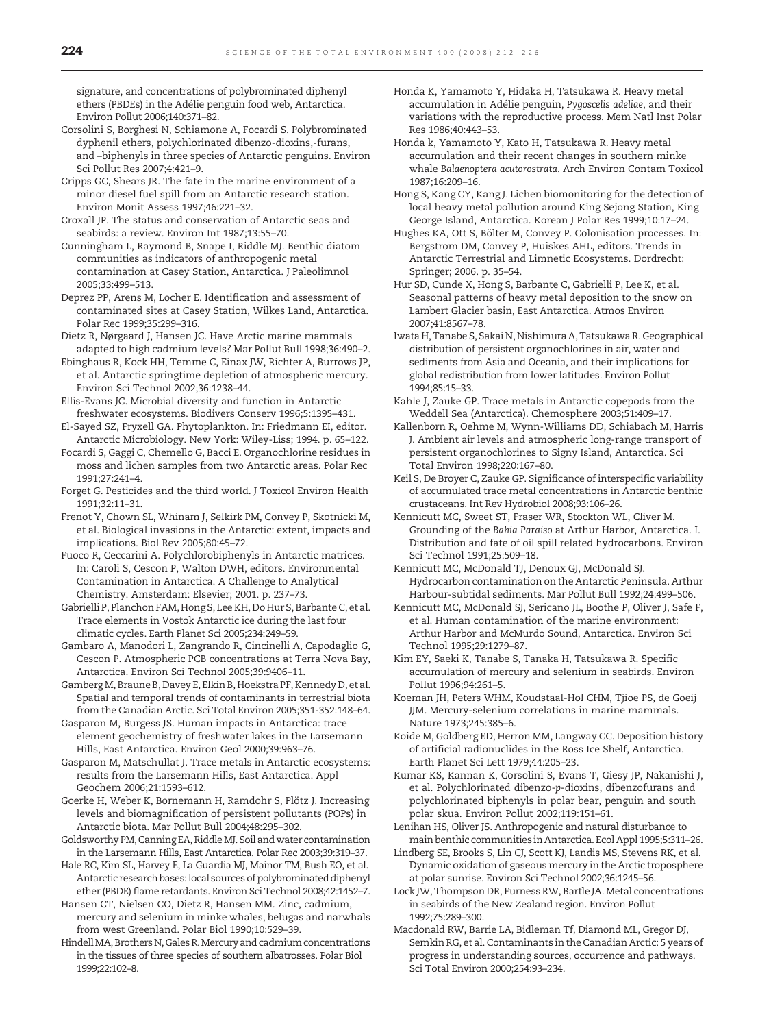signature, and concentrations of polybrominated diphenyl ethers (PBDEs) in the Adélie penguin food web, Antarctica. Environ Pollut 2006;140:371–82.

Corsolini S, Borghesi N, Schiamone A, Focardi S. Polybrominated dyphenil ethers, polychlorinated dibenzo-dioxins,-furans, and –biphenyls in three species of Antarctic penguins. Environ Sci Pollut Res 2007;4:421–9.

Cripps GC, Shears JR. The fate in the marine environment of a minor diesel fuel spill from an Antarctic research station. Environ Monit Assess 1997;46:221–32.

Croxall JP. The status and conservation of Antarctic seas and seabirds: a review. Environ Int 1987;13:55–70.

Cunningham L, Raymond B, Snape I, Riddle MJ. Benthic diatom communities as indicators of anthropogenic metal contamination at Casey Station, Antarctica. J Paleolimnol 2005;33:499–513.

Deprez PP, Arens M, Locher E. Identification and assessment of contaminated sites at Casey Station, Wilkes Land, Antarctica. Polar Rec 1999;35:299–316.

Dietz R, Nørgaard J, Hansen JC. Have Arctic marine mammals adapted to high cadmium levels? Mar Pollut Bull 1998;36:490–2.

Ebinghaus R, Kock HH, Temme C, Einax JW, Richter A, Burrows JP, et al. Antarctic springtime depletion of atmospheric mercury. Environ Sci Technol 2002;36:1238–44.

Ellis-Evans JC. Microbial diversity and function in Antarctic freshwater ecosystems. Biodivers Conserv 1996;5:1395–431.

El-Sayed SZ, Fryxell GA. Phytoplankton. In: Friedmann EI, editor. Antarctic Microbiology. New York: Wiley-Liss; 1994. p. 65–122.

Focardi S, Gaggi C, Chemello G, Bacci E. Organochlorine residues in moss and lichen samples from two Antarctic areas. Polar Rec 1991;27:241–4.

Forget G. Pesticides and the third world. J Toxicol Environ Health 1991;32:11–31.

Frenot Y, Chown SL, Whinam J, Selkirk PM, Convey P, Skotnicki M, et al. Biological invasions in the Antarctic: extent, impacts and implications. Biol Rev 2005;80:45–72.

Fuoco R, Ceccarini A. Polychlorobiphenyls in Antarctic matrices. In: Caroli S, Cescon P, Walton DWH, editors. Environmental Contamination in Antarctica. A Challenge to Analytical Chemistry. Amsterdam: Elsevier; 2001. p. 237–73.

Gabrielli P, Planchon FAM, Hong S, Lee KH, Do Hur S, Barbante C, et al. Trace elements in Vostok Antarctic ice during the last four climatic cycles. Earth Planet Sci 2005;234:249–59.

Gambaro A, Manodori L, Zangrando R, Cincinelli A, Capodaglio G, Cescon P. Atmospheric PCB concentrations at Terra Nova Bay, Antarctica. Environ Sci Technol 2005;39:9406–11.

Gamberg M, Braune B, Davey E, Elkin B, Hoekstra PF, Kennedy D, et al. Spatial and temporal trends of contaminants in terrestrial biota from the Canadian Arctic. Sci Total Environ 2005;351-352:148–64.

Gasparon M, Burgess JS. Human impacts in Antarctica: trace element geochemistry of freshwater lakes in the Larsemann Hills, East Antarctica. Environ Geol 2000;39:963–76.

Gasparon M, Matschullat J. Trace metals in Antarctic ecosystems: results from the Larsemann Hills, East Antarctica. Appl Geochem 2006;21:1593–612.

Goerke H, Weber K, Bornemann H, Ramdohr S, Plötz J. Increasing levels and biomagnification of persistent pollutants (POPs) in Antarctic biota. Mar Pollut Bull 2004;48:295–302.

Goldsworthy PM, Canning EA, Riddle MJ. Soil and water contamination in the Larsemann Hills, East Antarctica. Polar Rec 2003;39:319–37.

Hale RC, Kim SL, Harvey E, La Guardia MJ, Mainor TM, Bush EO, et al. Antarctic research bases: local sources of polybrominated diphenyl ether (PBDE) flame retardants. Environ Sci Technol 2008;42:1452–7.

Hansen CT, Nielsen CO, Dietz R, Hansen MM. Zinc, cadmium, mercury and selenium in minke whales, belugas and narwhals from west Greenland. Polar Biol 1990;10:529–39.

Hindell MA, Brothers N, Gales R. Mercury and cadmium concentrations in the tissues of three species of southern albatrosses. Polar Biol 1999;22:102–8.

Honda K, Yamamoto Y, Hidaka H, Tatsukawa R. Heavy metal accumulation in Adélie penguin, *Pygoscelis adeliae*, and their variations with the reproductive process. Mem Natl Inst Polar Res 1986;40:443–53.

Honda k, Yamamoto Y, Kato H, Tatsukawa R. Heavy metal accumulation and their recent changes in southern minke whale *Balaenoptera acutorostrata*. Arch Environ Contam Toxicol 1987;16:209–16.

Hong S, Kang CY, Kang J. Lichen biomonitoring for the detection of local heavy metal pollution around King Sejong Station, King George Island, Antarctica. Korean J Polar Res 1999;10:17–24.

Hughes KA, Ott S, Bölter M, Convey P. Colonisation processes. In: Bergstrom DM, Convey P, Huiskes AHL, editors. Trends in Antarctic Terrestrial and Limnetic Ecosystems. Dordrecht: Springer; 2006. p. 35–54.

Hur SD, Cunde X, Hong S, Barbante C, Gabrielli P, Lee K, et al. Seasonal patterns of heavy metal deposition to the snow on Lambert Glacier basin, East Antarctica. Atmos Environ 2007;41:8567–78.

Iwata H, Tanabe S, Sakai N, Nishimura A, Tatsukawa R. Geographical distribution of persistent organochlorines in air, water and sediments from Asia and Oceania, and their implications for global redistribution from lower latitudes. Environ Pollut 1994;85:15–33.

Kahle J, Zauke GP. Trace metals in Antarctic copepods from the Weddell Sea (Antarctica). Chemosphere 2003;51:409–17.

Kallenborn R, Oehme M, Wynn-Williams DD, Schiabach M, Harris J. Ambient air levels and atmospheric long-range transport of persistent organochlorines to Signy Island, Antarctica. Sci Total Environ 1998;220:167–80.

Keil S, De Broyer C, Zauke GP. Significance of interspecific variability of accumulated trace metal concentrations in Antarctic benthic crustaceans. Int Rev Hydrobiol 2008;93:106–26.

Kennicutt MC, Sweet ST, Fraser WR, Stockton WL, Cliver M. Grounding of the *Bahia Paraiso* at Arthur Harbor, Antarctica. I. Distribution and fate of oil spill related hydrocarbons. Environ Sci Technol 1991;25:509–18.

Kennicutt MC, McDonald TJ, Denoux GJ, McDonald SJ. Hydrocarbon contamination on the Antarctic Peninsula. Arthur Harbour-subtidal sediments. Mar Pollut Bull 1992;24:499–506.

Kennicutt MC, McDonald SJ, Sericano JL, Boothe P, Oliver J, Safe F, et al. Human contamination of the marine environment: Arthur Harbor and McMurdo Sound, Antarctica. Environ Sci Technol 1995;29:1279–87.

Kim EY, Saeki K, Tanabe S, Tanaka H, Tatsukawa R. Specific accumulation of mercury and selenium in seabirds. Environ Pollut 1996;94:261–5.

Koeman JH, Peters WHM, Koudstaal-Hol CHM, Tjioe PS, de Goeij JJM. Mercury-selenium correlations in marine mammals. Nature 1973;245:385–6.

Koide M, Goldberg ED, Herron MM, Langway CC. Deposition history of artificial radionuclides in the Ross Ice Shelf, Antarctica. Earth Planet Sci Lett 1979;44:205–23.

Kumar KS, Kannan K, Corsolini S, Evans T, Giesy JP, Nakanishi J, et al. Polychlorinated dibenzo-*p*-dioxins, dibenzofurans and polychlorinated biphenyls in polar bear, penguin and south polar skua. Environ Pollut 2002;119:151–61.

Lenihan HS, Oliver JS. Anthropogenic and natural disturbance to main benthic communities in Antarctica. Ecol Appl 1995;5:311–26.

Lindberg SE, Brooks S, Lin CJ, Scott KJ, Landis MS, Stevens RK, et al. Dynamic oxidation of gaseous mercury in the Arctic troposphere at polar sunrise. Environ Sci Technol 2002;36:1245–56.

Lock JW, Thompson DR, Furness RW, Bartle JA. Metal concentrations in seabirds of the New Zealand region. Environ Pollut 1992;75:289–300.

Macdonald RW, Barrie LA, Bidleman Tf, Diamond ML, Gregor DJ, Semkin RG, et al. Contaminants in the Canadian Arctic: 5 years of progress in understanding sources, occurrence and pathways. Sci Total Environ 2000;254:93–234.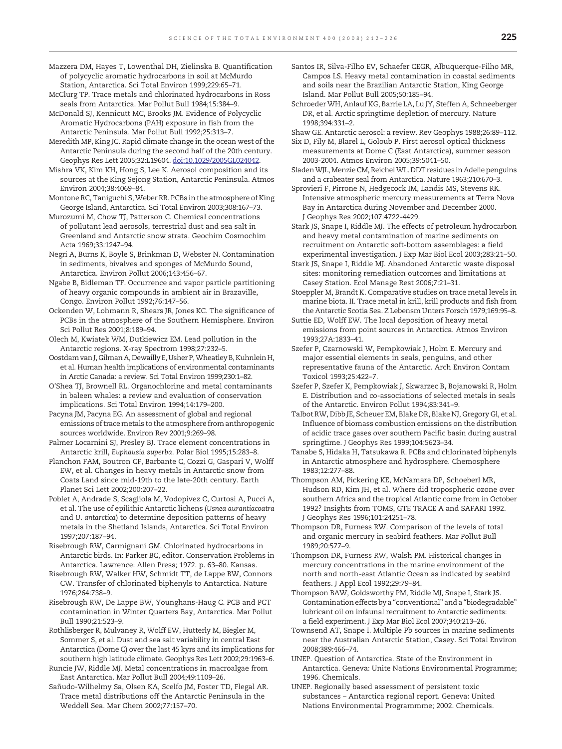Mazzera DM, Hayes T, Lowenthal DH, Zielinska B. Quantification of polycyclic aromatic hydrocarbons in soil at McMurdo Station, Antarctica. Sci Total Environ 1999;229:65–71.

McClurg TP. Trace metals and chlorinated hydrocarbons in Ross seals from Antarctica. Mar Pollut Bull 1984;15:384–9.

McDonald SJ, Kennicutt MC, Brooks JM. Evidence of Polycyclic Aromatic Hydrocarbons (PAH) exposure in fish from the Antarctic Peninsula. Mar Pollut Bull 1992;25:313–7.

Meredith MP, King JC. Rapid climate change in the ocean west of the Antarctic Peninsula during the second half of the 20th century. Geophys Res Lett 2005;32:L19604. doi:10.1029/2005GL024042.

Mishra VK, Kim KH, Hong S, Lee K. Aerosol composition and its sources at the King Sejong Station, Antarctic Peninsula. Atmos Environ 2004;38:4069–84.

Montone RC, Taniguchi S, Weber RR. PCBs in the atmosphere of King George Island, Antarctica. Sci Total Environ 2003;308:167–73.

Murozumi M, Chow TJ, Patterson C. Chemical concentrations of pollutant lead aerosols, terrestrial dust and sea salt in Greenland and Antarctic snow strata. Geochim Cosmochim Acta 1969;33:1247–94.

Negri A, Burns K, Boyle S, Brinkman D, Webster N. Contamination in sediments, bivalves and sponges of McMurdo Sound, Antarctica. Environ Pollut 2006;143:456–67.

Ngabe B, Bidleman TF. Occurrence and vapor particle partitioning of heavy organic compounds in ambient air in Brazzaville, Congo. Environ Pollut 1992;76:147–56.

Ockenden W, Lohmann R, Shears JR, Jones KC. The significance of PCBs in the atmosphere of the Southern Hemisphere. Environ Sci Pollut Res 2001;8:189–94.

Olech M, Kwiatek WM, Dutkiewicz EM. Lead pollution in the Antarctic regions. X-ray Spectrom 1998;27:232–5.

Oostdam van J, Gilman A, Dewailly E, Usher P, Wheatley B, Kuhnlein H, et al. Human health implications of environmental contaminants in Arctic Canada: a review. Sci Total Environ 1999;230:1–82.

O'Shea TJ, Brownell RL. Organochlorine and metal contaminants in baleen whales: a review and evaluation of conservation implications. Sci Total Environ 1994;14:179–200.

Pacyna JM, Pacyna EG. An assessment of global and regional emissions of trace metals to the atmosphere from anthropogenic sources worldwide. Environ Rev 2001;9:269–98.

Palmer Locarnini SJ, Presley BJ. Trace element concentrations in Antarctic krill, *Euphausia superba*. Polar Biol 1995;15:283–8.

Planchon FAM, Boutron CF, Barbante C, Cozzi G, Gaspari V, Wolff EW, et al. Changes in heavy metals in Antarctic snow from Coats Land since mid-19th to the late-20th century. Earth Planet Sci Lett 2002;200:207–22.

Poblet A, Andrade S, Scagliola M, Vodopivez C, Curtosi A, Pucci A, et al. The use of epilithic Antarctic lichens (*Usnea aurantiacoatra* and *U. antarctica*) to determine deposition patterns of heavy metals in the Shetland Islands, Antarctica. Sci Total Environ 1997;207:187–94.

Risebrough RW, Carmignani GM. Chlorinated hydrocarbons in Antarctic birds. In: Parker BC, editor. Conservation Problems in Antarctica. Lawrence: Allen Press; 1972. p. 63–80. Kansas.

Risebrough RW, Walker HW, Schmidt TT, de Lappe BW, Connors CW. Transfer of chlorinated biphenyls to Antarctica. Nature 1976;264:738–9.

Risebrough RW, De Lappe BW, Younghans-Haug C. PCB and PCT contamination in Winter Quarters Bay, Antarctica. Mar Pollut Bull 1990;21:523–9.

Rothlisberger R, Mulvaney R, Wolff EW, Hutterly M, Biegler M, Sommer S, et al. Dust and sea salt variability in central East Antarctica (Dome C) over the last 45 kyrs and its implications for southern high latitude climate. Geophys Res Lett 2002;29:1963–6.

Runcie JW, Riddle MJ. Metal concentrations in macroalgae from East Antarctica. Mar Pollut Bull 2004;49:1109–26.

Sañudo-Wilhelmy Sa, Olsen KA, Scelfo JM, Foster TD, Flegal AR. Trace metal distributions off the Antarctic Peninsula in the Weddell Sea. Mar Chem 2002;77:157–70.

Santos IR, Silva-Filho EV, Schaefer CEGR, Albuquerque-Filho MR, Campos LS. Heavy metal contamination in coastal sediments and soils near the Brazilian Antarctic Station, King George Island. Mar Pollut Bull 2005;50:185–94.

Schroeder WH, Anlauf KG, Barrie LA, Lu JY, Steffen A, Schneeberger DR, et al. Arctic springtime depletion of mercury. Nature 1998;394:331–2.

Shaw GE. Antarctic aerosol: a review. Rev Geophys 1988;26:89–112.

Six D, Fily M, Blarel L, Goloub P. First aerosol optical thickness measurements at Dome C (East Antarctica), summer season 2003-2004. Atmos Environ 2005;39:5041–50.

Sladen WJL, Menzie CM, Reichel WL. DDT residues in Adelie penguins and a crabeater seal from Antarctica. Nature 1963;210:670–3.

Sprovieri F, Pirrone N, Hedgecock IM, Landis MS, Stevens RK. Intensive atmospheric mercury measurements at Terra Nova Bay in Antarctica during November and December 2000. J Geophys Res 2002;107:4722-4429.

Stark JS, Snape I, Riddle MJ. The effects of petroleum hydrocarbon and heavy metal contamination of marine sediments on recruitment on Antarctic soft-bottom assemblages: a field experimental investigation. J Exp Mar Biol Ecol 2003;283:21–50.

Stark JS, Snape I, Riddle MJ. Abandoned Antarctic waste disposal sites: monitoring remediation outcomes and limitations at Casey Station. Ecol Manage Rest 2006;7:21–31.

Stoeppler M, Brandt K. Comparative studies on trace metal levels in marine biota. II. Trace metal in krill, krill products and fish from the Antarctic Scotia Sea. Z Lebensm Unters Forsch 1979;169:95–8.

Suttie ED, Wolff EW. The local deposition of heavy metal emissions from point sources in Antarctica. Atmos Environ 1993;27A:1833–41.

Szefer P, Czarnowski W, Pempkowiak J, Holm E. Mercury and major essential elements in seals, penguins, and other representative fauna of the Antarctic. Arch Environ Contam Toxicol 1993;25:422–7.

Szefer P, Szefer K, Pempkowiak J, Skwarzec B, Bojanowski R, Holm E. Distribution and co-associations of selected metals in seals of the Antarctic. Environ Pollut 1994;83:341–9.

Talbot RW, Dibb JE, Scheuer EM, Blake DR, Blake NJ, Gregory Gl, et al. Influence of biomass combustion emissions on the distribution of acidic trace gases over southern Pacific basin during austral springtime. J Geophys Res 1999;104:5623–34.

Tanabe S, Hidaka H, Tatsukawa R. PCBs and chlorinated biphenyls in Antarctic atmosphere and hydrosphere. Chemosphere 1983;12:277–88.

Thompson AM, Pickering KE, McNamara DP, Schoeberl MR, Hudson RD, Kim JH, et al. Where did tropospheric ozone over southern Africa and the tropical Atlantic come from in October 1992? Insights from TOMS, GTE TRACE A and SAFARI 1992. J Geophys Res 1996;101:24251–78.

Thompson DR, Furness RW. Comparison of the levels of total and organic mercury in seabird feathers. Mar Pollut Bull 1989;20:577–9.

Thompson DR, Furness RW, Walsh PM. Historical changes in mercury concentrations in the marine environment of the north and north-east Atlantic Ocean as indicated by seabird feathers. J Appl Ecol 1992;29:79–84.

Thompson BAW, Goldsworthy PM, Riddle MJ, Snape I, Stark JS. Contamination effects by a "conventional" and a "biodegradable" lubricant oil on infaunal recruitment to Antarctic sediments: a field experiment. J Exp Mar Biol Ecol 2007;340:213–26.

Townsend AT, Snape I. Multiple Pb sources in marine sediments near the Australian Antarctic Station, Casey. Sci Total Environ 2008;389:466–74.

UNEP. Question of Antarctica. State of the Environment in Antarctica. Geneva: Unite Nations Environmental Programme; 1996. Chemicals.

UNEP. Regionally based assessment of persistent toxic substances – Antarctica regional report. Geneva: United Nations Environmental Programmme; 2002. Chemicals.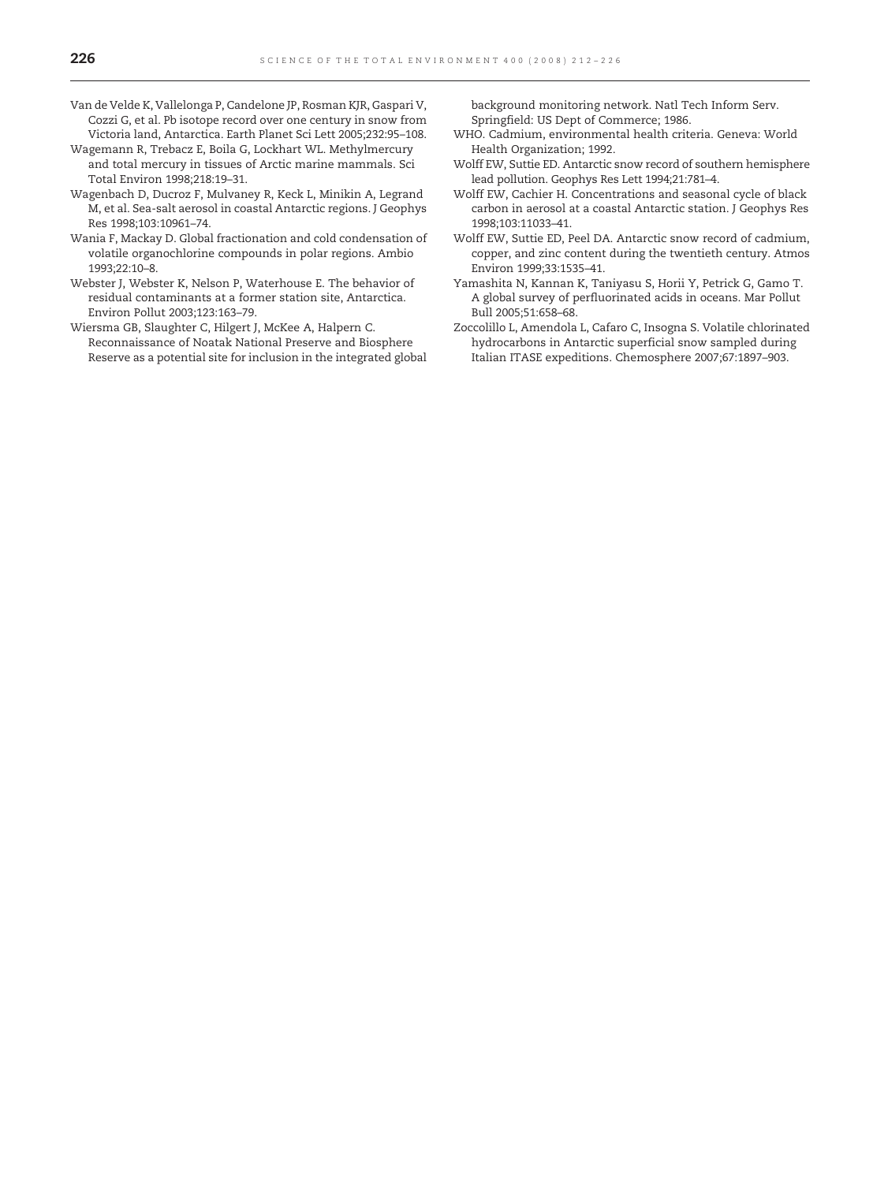Van de Velde K, Vallelonga P, Candelone JP, Rosman KJR, Gaspari V, Cozzi G, et al. Pb isotope record over one century in snow from Victoria land, Antarctica. Earth Planet Sci Lett 2005;232:95–108.

Wagemann R, Trebacz E, Boila G, Lockhart WL. Methylmercury and total mercury in tissues of Arctic marine mammals. Sci Total Environ 1998;218:19–31.

Wagenbach D, Ducroz F, Mulvaney R, Keck L, Minikin A, Legrand M, et al. Sea-salt aerosol in coastal Antarctic regions. J Geophys Res 1998;103:10961–74.

Wania F, Mackay D. Global fractionation and cold condensation of volatile organochlorine compounds in polar regions. Ambio 1993;22:10–8.

Webster J, Webster K, Nelson P, Waterhouse E. The behavior of residual contaminants at a former station site, Antarctica. Environ Pollut 2003;123:163–79.

Wiersma GB, Slaughter C, Hilgert J, McKee A, Halpern C. Reconnaissance of Noatak National Preserve and Biosphere Reserve as a potential site for inclusion in the integrated global background monitoring network. Natl Tech Inform Serv. Springfield: US Dept of Commerce; 1986.

WHO. Cadmium, environmental health criteria. Geneva: World Health Organization; 1992.

Wolff EW, Suttie ED. Antarctic snow record of southern hemisphere lead pollution. Geophys Res Lett 1994;21:781–4.

Wolff EW, Cachier H. Concentrations and seasonal cycle of black carbon in aerosol at a coastal Antarctic station. J Geophys Res 1998;103:11033–41.

Wolff EW, Suttie ED, Peel DA. Antarctic snow record of cadmium, copper, and zinc content during the twentieth century. Atmos Environ 1999;33:1535–41.

Yamashita N, Kannan K, Taniyasu S, Horii Y, Petrick G, Gamo T. A global survey of perfluorinated acids in oceans. Mar Pollut Bull 2005;51:658–68.

Zoccolillo L, Amendola L, Cafaro C, Insogna S. Volatile chlorinated hydrocarbons in Antarctic superficial snow sampled during Italian ITASE expeditions. Chemosphere 2007;67:1897–903.